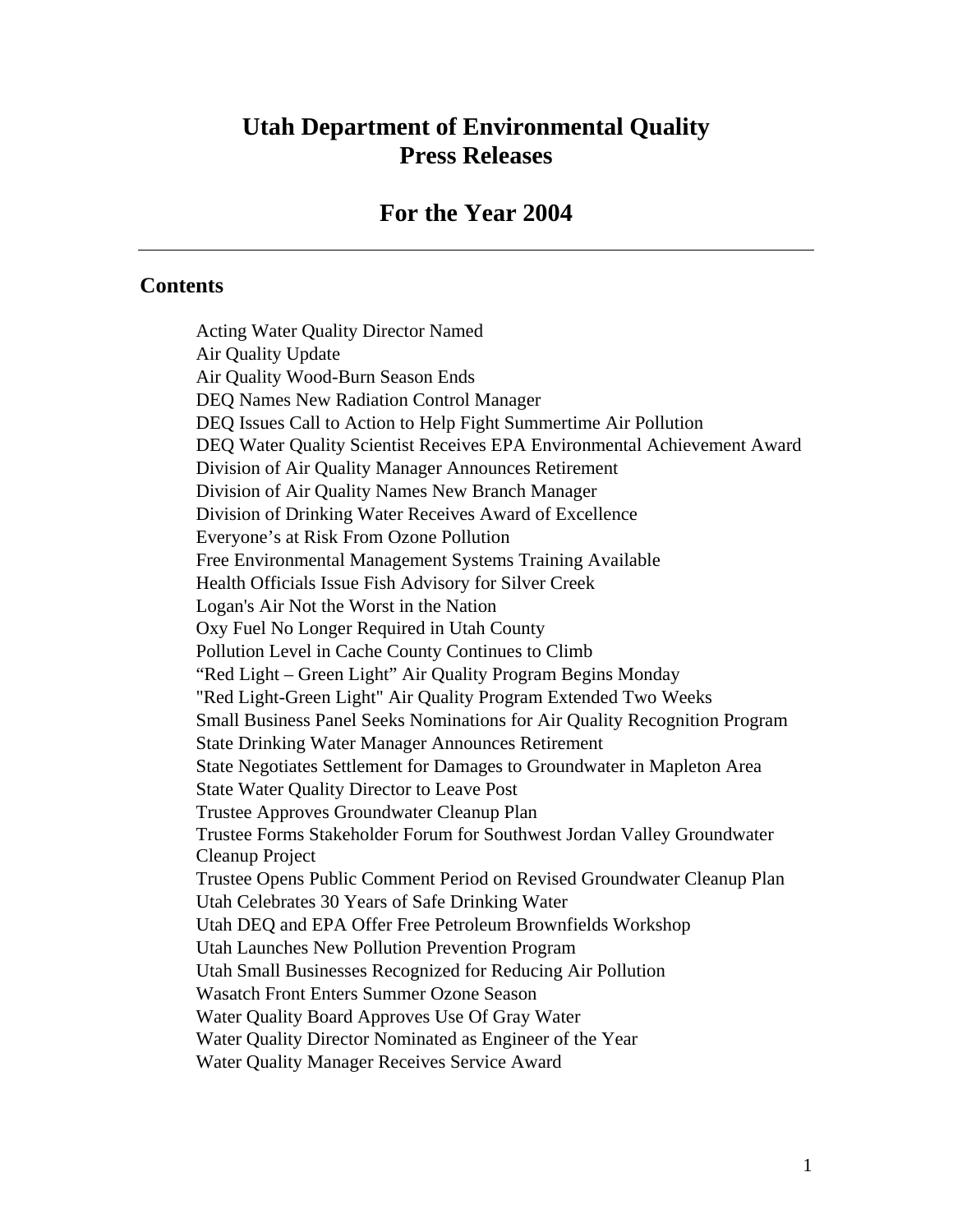# Utah Department of Environmental Quality Press Releases

## For the Year 2004

---

### Contents

Acting Water Quality Director Named
Air Quality Update
Air Quality Wood-Burn Season Ends
DEQ Names New Radiation Control Manager
DEQ Issues Call to Action to Help Fight Summertime Air Pollution
DEQ Water Quality Scientist Receives EPA Environmental Achievement Award
Division of Air Quality Manager Announces Retirement
Division of Air Quality Names New Branch Manager
Division of Drinking Water Receives Award of Excellence
Everyone's at Risk From Ozone Pollution
Free Environmental Management Systems Training Available
Health Officials Issue Fish Advisory for Silver Creek
Logan's Air Not the Worst in the Nation
Oxy Fuel No Longer Required in Utah County
Pollution Level in Cache County Continues to Climb
"Red Light – Green Light" Air Quality Program Begins Monday
"Red Light-Green Light" Air Quality Program Extended Two Weeks
Small Business Panel Seeks Nominations for Air Quality Recognition Program
State Drinking Water Manager Announces Retirement
State Negotiates Settlement for Damages to Groundwater in Mapleton Area
State Water Quality Director to Leave Post
Trustee Approves Groundwater Cleanup Plan
Trustee Forms Stakeholder Forum for Southwest Jordan Valley Groundwater Cleanup Project
Trustee Opens Public Comment Period on Revised Groundwater Cleanup Plan
Utah Celebrates 30 Years of Safe Drinking Water
Utah DEQ and EPA Offer Free Petroleum Brownfields Workshop
Utah Launches New Pollution Prevention Program
Utah Small Businesses Recognized for Reducing Air Pollution
Wasatch Front Enters Summer Ozone Season
Water Quality Board Approves Use Of Gray Water
Water Quality Director Nominated as Engineer of the Year
Water Quality Manager Receives Service Award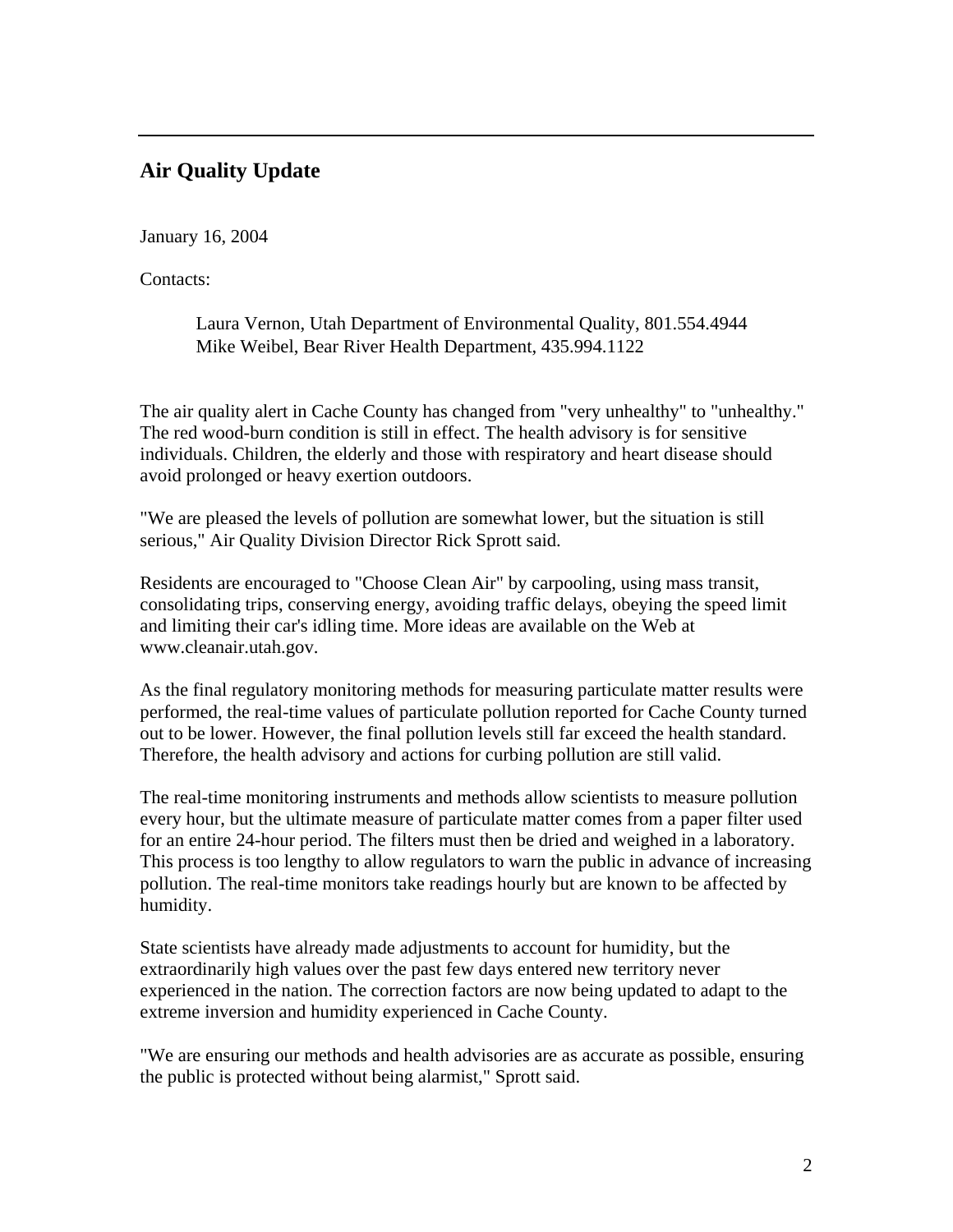## Air Quality Update

January 16, 2004

Contacts:

Laura Vernon, Utah Department of Environmental Quality, 801.554.4944
Mike Weibel, Bear River Health Department, 435.994.1122

The air quality alert in Cache County has changed from "very unhealthy" to "unhealthy." The red wood-burn condition is still in effect. The health advisory is for sensitive individuals. Children, the elderly and those with respiratory and heart disease should avoid prolonged or heavy exertion outdoors.

"We are pleased the levels of pollution are somewhat lower, but the situation is still serious," Air Quality Division Director Rick Sprott said.

Residents are encouraged to "Choose Clean Air" by carpooling, using mass transit, consolidating trips, conserving energy, avoiding traffic delays, obeying the speed limit and limiting their car's idling time. More ideas are available on the Web at www.cleanair.utah.gov.

As the final regulatory monitoring methods for measuring particulate matter results were performed, the real-time values of particulate pollution reported for Cache County turned out to be lower. However, the final pollution levels still far exceed the health standard. Therefore, the health advisory and actions for curbing pollution are still valid.

The real-time monitoring instruments and methods allow scientists to measure pollution every hour, but the ultimate measure of particulate matter comes from a paper filter used for an entire 24-hour period. The filters must then be dried and weighed in a laboratory. This process is too lengthy to allow regulators to warn the public in advance of increasing pollution. The real-time monitors take readings hourly but are known to be affected by humidity.

State scientists have already made adjustments to account for humidity, but the extraordinarily high values over the past few days entered new territory never experienced in the nation. The correction factors are now being updated to adapt to the extreme inversion and humidity experienced in Cache County.

"We are ensuring our methods and health advisories are as accurate as possible, ensuring the public is protected without being alarmist," Sprott said.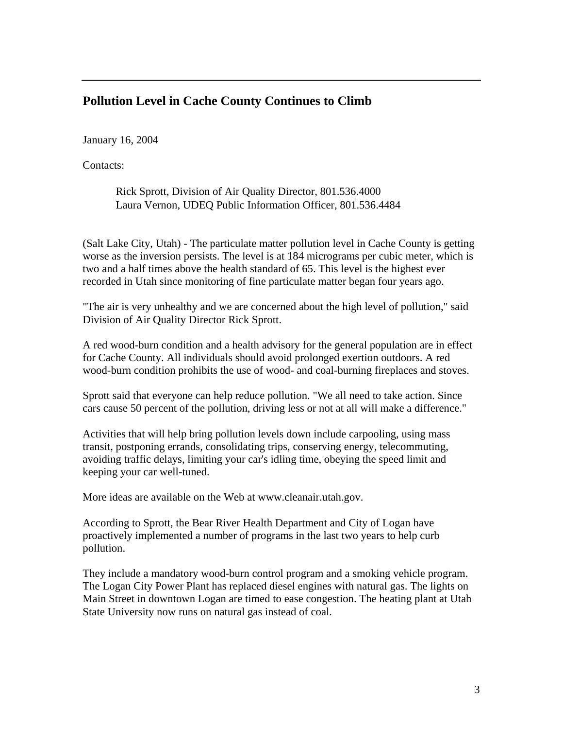---

## Pollution Level in Cache County Continues to Climb

January 16, 2004

Contacts:

> Rick Sprott, Division of Air Quality Director, 801.536.4000
> Laura Vernon, UDEQ Public Information Officer, 801.536.4484

(Salt Lake City, Utah) - The particulate matter pollution level in Cache County is getting worse as the inversion persists. The level is at 184 micrograms per cubic meter, which is two and a half times above the health standard of 65. This level is the highest ever recorded in Utah since monitoring of fine particulate matter began four years ago.

"The air is very unhealthy and we are concerned about the high level of pollution," said Division of Air Quality Director Rick Sprott.

A red wood-burn condition and a health advisory for the general population are in effect for Cache County. All individuals should avoid prolonged exertion outdoors. A red wood-burn condition prohibits the use of wood- and coal-burning fireplaces and stoves.

Sprott said that everyone can help reduce pollution. "We all need to take action. Since cars cause 50 percent of the pollution, driving less or not at all will make a difference."

Activities that will help bring pollution levels down include carpooling, using mass transit, postponing errands, consolidating trips, conserving energy, telecommuting, avoiding traffic delays, limiting your car's idling time, obeying the speed limit and keeping your car well-tuned.

More ideas are available on the Web at www.cleanair.utah.gov.

According to Sprott, the Bear River Health Department and City of Logan have proactively implemented a number of programs in the last two years to help curb pollution.

They include a mandatory wood-burn control program and a smoking vehicle program. The Logan City Power Plant has replaced diesel engines with natural gas. The lights on Main Street in downtown Logan are timed to ease congestion. The heating plant at Utah State University now runs on natural gas instead of coal.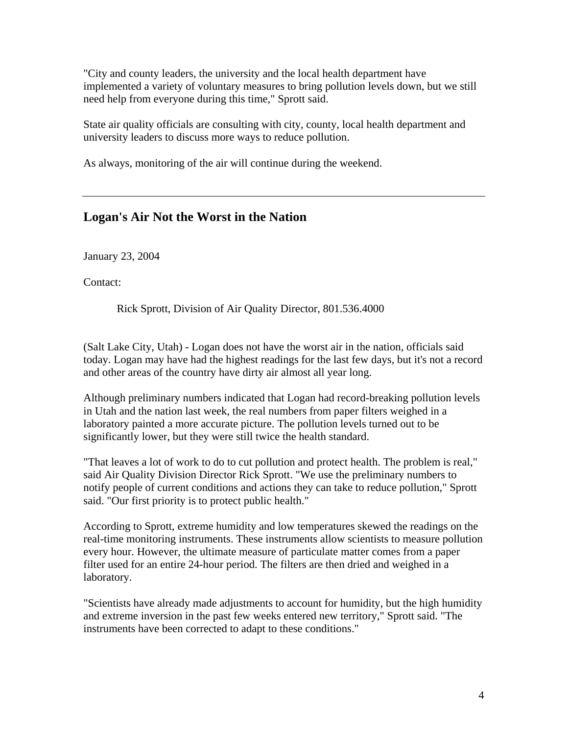"City and county leaders, the university and the local health department have implemented a variety of voluntary measures to bring pollution levels down, but we still need help from everyone during this time," Sprott said.

State air quality officials are consulting with city, county, local health department and university leaders to discuss more ways to reduce pollution.

As always, monitoring of the air will continue during the weekend.

---

## Logan's Air Not the Worst in the Nation

January 23, 2004

Contact:

Rick Sprott, Division of Air Quality Director, 801.536.4000

(Salt Lake City, Utah) - Logan does not have the worst air in the nation, officials said today. Logan may have had the highest readings for the last few days, but it's not a record and other areas of the country have dirty air almost all year long.

Although preliminary numbers indicated that Logan had record-breaking pollution levels in Utah and the nation last week, the real numbers from paper filters weighed in a laboratory painted a more accurate picture. The pollution levels turned out to be significantly lower, but they were still twice the health standard.

"That leaves a lot of work to do to cut pollution and protect health. The problem is real," said Air Quality Division Director Rick Sprott. "We use the preliminary numbers to notify people of current conditions and actions they can take to reduce pollution," Sprott said. "Our first priority is to protect public health."

According to Sprott, extreme humidity and low temperatures skewed the readings on the real-time monitoring instruments. These instruments allow scientists to measure pollution every hour. However, the ultimate measure of particulate matter comes from a paper filter used for an entire 24-hour period. The filters are then dried and weighed in a laboratory.

"Scientists have already made adjustments to account for humidity, but the high humidity and extreme inversion in the past few weeks entered new territory," Sprott said. "The instruments have been corrected to adapt to these conditions."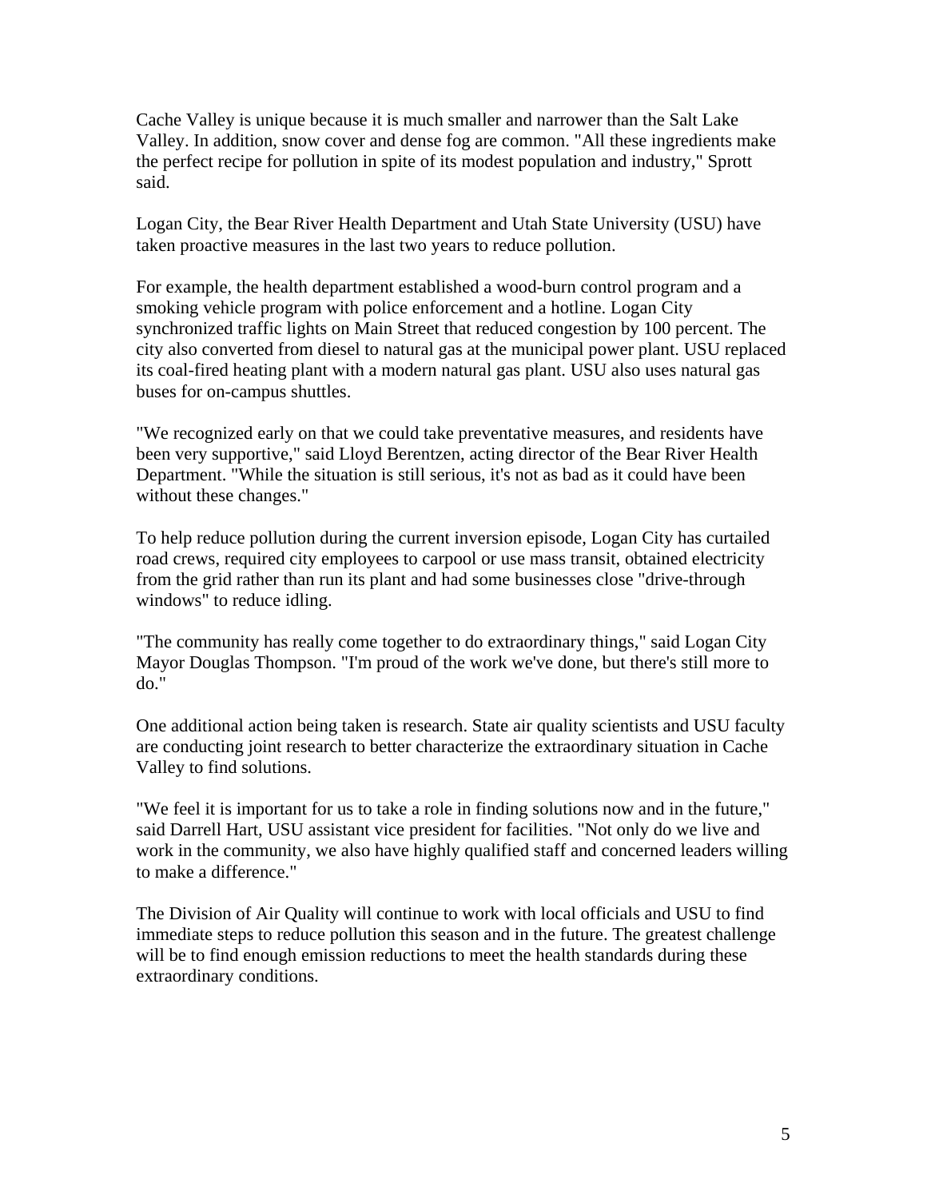Cache Valley is unique because it is much smaller and narrower than the Salt Lake Valley. In addition, snow cover and dense fog are common. "All these ingredients make the perfect recipe for pollution in spite of its modest population and industry," Sprott said.

Logan City, the Bear River Health Department and Utah State University (USU) have taken proactive measures in the last two years to reduce pollution.

For example, the health department established a wood-burn control program and a smoking vehicle program with police enforcement and a hotline. Logan City synchronized traffic lights on Main Street that reduced congestion by 100 percent. The city also converted from diesel to natural gas at the municipal power plant. USU replaced its coal-fired heating plant with a modern natural gas plant. USU also uses natural gas buses for on-campus shuttles.

"We recognized early on that we could take preventative measures, and residents have been very supportive," said Lloyd Berentzen, acting director of the Bear River Health Department. "While the situation is still serious, it's not as bad as it could have been without these changes."

To help reduce pollution during the current inversion episode, Logan City has curtailed road crews, required city employees to carpool or use mass transit, obtained electricity from the grid rather than run its plant and had some businesses close "drive-through windows" to reduce idling.

"The community has really come together to do extraordinary things," said Logan City Mayor Douglas Thompson. "I'm proud of the work we've done, but there's still more to do."

One additional action being taken is research. State air quality scientists and USU faculty are conducting joint research to better characterize the extraordinary situation in Cache Valley to find solutions.

"We feel it is important for us to take a role in finding solutions now and in the future," said Darrell Hart, USU assistant vice president for facilities. "Not only do we live and work in the community, we also have highly qualified staff and concerned leaders willing to make a difference."

The Division of Air Quality will continue to work with local officials and USU to find immediate steps to reduce pollution this season and in the future. The greatest challenge will be to find enough emission reductions to meet the health standards during these extraordinary conditions.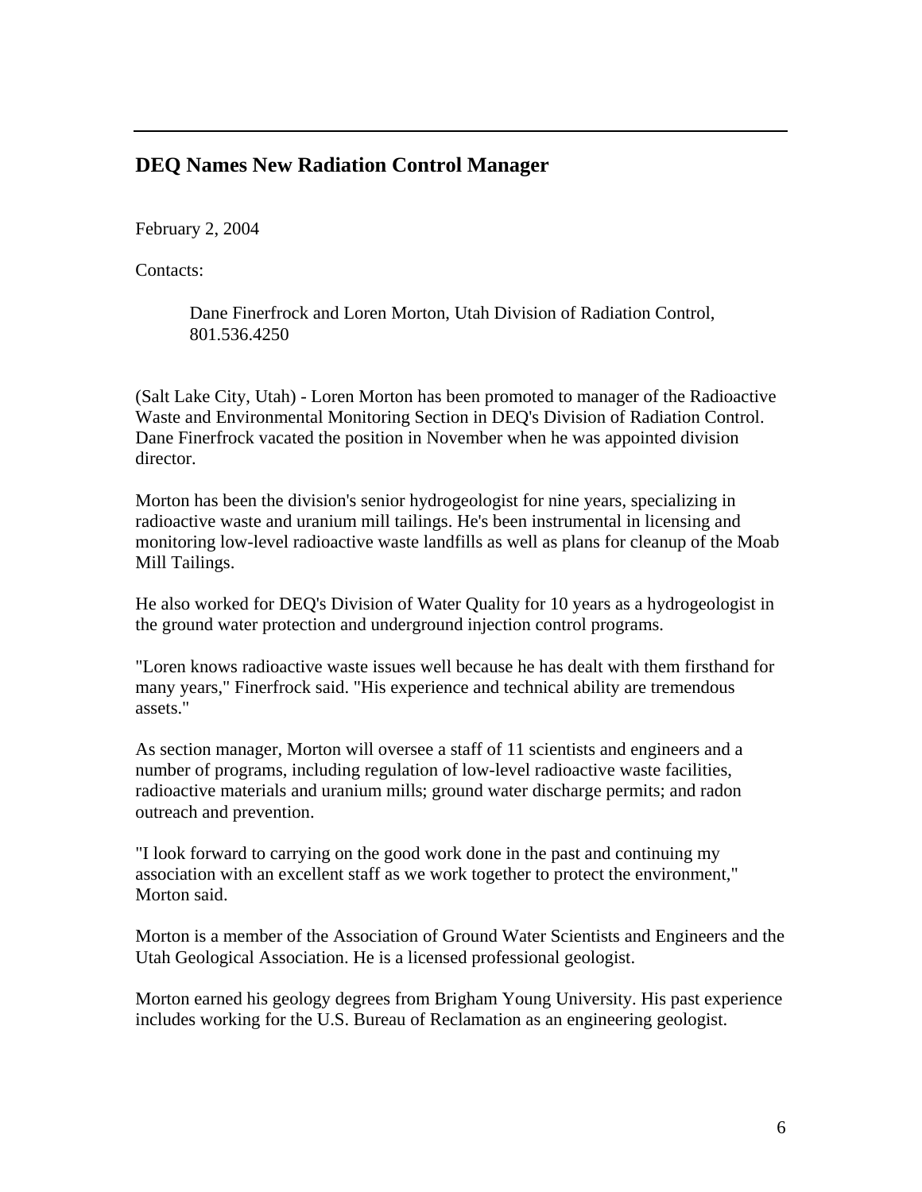## DEQ Names New Radiation Control Manager

February 2, 2004

Contacts:

> Dane Finerfrock and Loren Morton, Utah Division of Radiation Control, 801.536.4250

(Salt Lake City, Utah) - Loren Morton has been promoted to manager of the Radioactive Waste and Environmental Monitoring Section in DEQ's Division of Radiation Control. Dane Finerfrock vacated the position in November when he was appointed division director.

Morton has been the division's senior hydrogeologist for nine years, specializing in radioactive waste and uranium mill tailings. He's been instrumental in licensing and monitoring low-level radioactive waste landfills as well as plans for cleanup of the Moab Mill Tailings.

He also worked for DEQ's Division of Water Quality for 10 years as a hydrogeologist in the ground water protection and underground injection control programs.

"Loren knows radioactive waste issues well because he has dealt with them firsthand for many years," Finerfrock said. "His experience and technical ability are tremendous assets."

As section manager, Morton will oversee a staff of 11 scientists and engineers and a number of programs, including regulation of low-level radioactive waste facilities, radioactive materials and uranium mills; ground water discharge permits; and radon outreach and prevention.

"I look forward to carrying on the good work done in the past and continuing my association with an excellent staff as we work together to protect the environment," Morton said.

Morton is a member of the Association of Ground Water Scientists and Engineers and the Utah Geological Association. He is a licensed professional geologist.

Morton earned his geology degrees from Brigham Young University. His past experience includes working for the U.S. Bureau of Reclamation as an engineering geologist.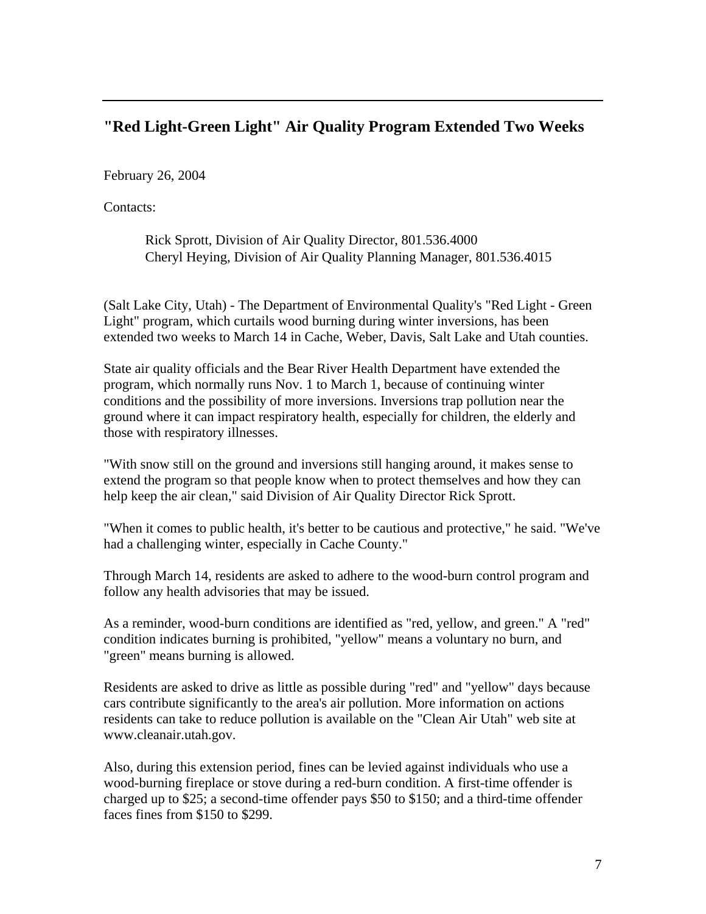## "Red Light-Green Light" Air Quality Program Extended Two Weeks

February 26, 2004

Contacts:

> Rick Sprott, Division of Air Quality Director, 801.536.4000
> Cheryl Heying, Division of Air Quality Planning Manager, 801.536.4015

(Salt Lake City, Utah) - The Department of Environmental Quality's "Red Light - Green Light" program, which curtails wood burning during winter inversions, has been extended two weeks to March 14 in Cache, Weber, Davis, Salt Lake and Utah counties.

State air quality officials and the Bear River Health Department have extended the program, which normally runs Nov. 1 to March 1, because of continuing winter conditions and the possibility of more inversions. Inversions trap pollution near the ground where it can impact respiratory health, especially for children, the elderly and those with respiratory illnesses.

"With snow still on the ground and inversions still hanging around, it makes sense to extend the program so that people know when to protect themselves and how they can help keep the air clean," said Division of Air Quality Director Rick Sprott.

"When it comes to public health, it's better to be cautious and protective," he said. "We've had a challenging winter, especially in Cache County."

Through March 14, residents are asked to adhere to the wood-burn control program and follow any health advisories that may be issued.

As a reminder, wood-burn conditions are identified as "red, yellow, and green." A "red" condition indicates burning is prohibited, "yellow" means a voluntary no burn, and "green" means burning is allowed.

Residents are asked to drive as little as possible during "red" and "yellow" days because cars contribute significantly to the area's air pollution. More information on actions residents can take to reduce pollution is available on the "Clean Air Utah" web site at www.cleanair.utah.gov.

Also, during this extension period, fines can be levied against individuals who use a wood-burning fireplace or stove during a red-burn condition. A first-time offender is charged up to $25; a second-time offender pays $50 to $150; and a third-time offender faces fines from $150 to $299.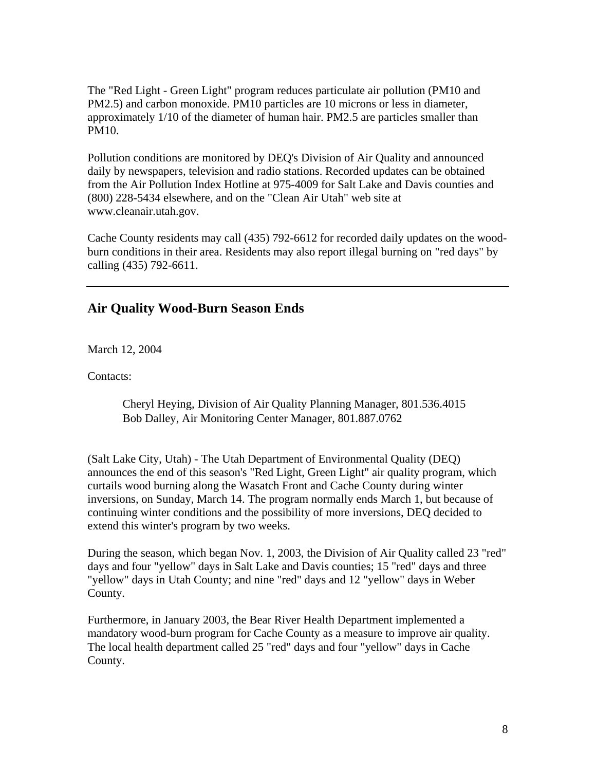The "Red Light - Green Light" program reduces particulate air pollution (PM10 and PM2.5) and carbon monoxide. PM10 particles are 10 microns or less in diameter, approximately 1/10 of the diameter of human hair. PM2.5 are particles smaller than PM10.

Pollution conditions are monitored by DEQ's Division of Air Quality and announced daily by newspapers, television and radio stations. Recorded updates can be obtained from the Air Pollution Index Hotline at 975-4009 for Salt Lake and Davis counties and (800) 228-5434 elsewhere, and on the "Clean Air Utah" web site at www.cleanair.utah.gov.

Cache County residents may call (435) 792-6612 for recorded daily updates on the wood-burn conditions in their area. Residents may also report illegal burning on "red days" by calling (435) 792-6611.

---

## Air Quality Wood-Burn Season Ends

March 12, 2004

Contacts:

> Cheryl Heying, Division of Air Quality Planning Manager, 801.536.4015
> Bob Dalley, Air Monitoring Center Manager, 801.887.0762

(Salt Lake City, Utah) - The Utah Department of Environmental Quality (DEQ) announces the end of this season's "Red Light, Green Light" air quality program, which curtails wood burning along the Wasatch Front and Cache County during winter inversions, on Sunday, March 14. The program normally ends March 1, but because of continuing winter conditions and the possibility of more inversions, DEQ decided to extend this winter's program by two weeks.

During the season, which began Nov. 1, 2003, the Division of Air Quality called 23 "red" days and four "yellow" days in Salt Lake and Davis counties; 15 "red" days and three "yellow" days in Utah County; and nine "red" days and 12 "yellow" days in Weber County.

Furthermore, in January 2003, the Bear River Health Department implemented a mandatory wood-burn program for Cache County as a measure to improve air quality. The local health department called 25 "red" days and four "yellow" days in Cache County.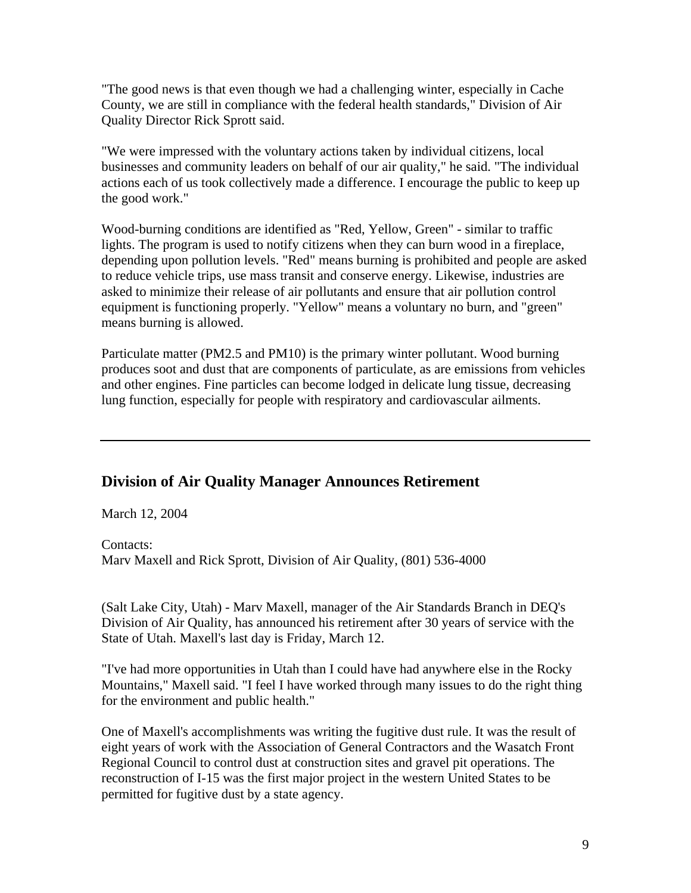"The good news is that even though we had a challenging winter, especially in Cache County, we are still in compliance with the federal health standards," Division of Air Quality Director Rick Sprott said.

"We were impressed with the voluntary actions taken by individual citizens, local businesses and community leaders on behalf of our air quality," he said. "The individual actions each of us took collectively made a difference. I encourage the public to keep up the good work."

Wood-burning conditions are identified as "Red, Yellow, Green" - similar to traffic lights. The program is used to notify citizens when they can burn wood in a fireplace, depending upon pollution levels. "Red" means burning is prohibited and people are asked to reduce vehicle trips, use mass transit and conserve energy. Likewise, industries are asked to minimize their release of air pollutants and ensure that air pollution control equipment is functioning properly. "Yellow" means a voluntary no burn, and "green" means burning is allowed.

Particulate matter (PM2.5 and PM10) is the primary winter pollutant. Wood burning produces soot and dust that are components of particulate, as are emissions from vehicles and other engines. Fine particles can become lodged in delicate lung tissue, decreasing lung function, especially for people with respiratory and cardiovascular ailments.

---

## Division of Air Quality Manager Announces Retirement

March 12, 2004

Contacts:
Marv Maxell and Rick Sprott, Division of Air Quality, (801) 536-4000

(Salt Lake City, Utah) - Marv Maxell, manager of the Air Standards Branch in DEQ's Division of Air Quality, has announced his retirement after 30 years of service with the State of Utah. Maxell's last day is Friday, March 12.

"I've had more opportunities in Utah than I could have had anywhere else in the Rocky Mountains," Maxell said. "I feel I have worked through many issues to do the right thing for the environment and public health."

One of Maxell's accomplishments was writing the fugitive dust rule. It was the result of eight years of work with the Association of General Contractors and the Wasatch Front Regional Council to control dust at construction sites and gravel pit operations. The reconstruction of I-15 was the first major project in the western United States to be permitted for fugitive dust by a state agency.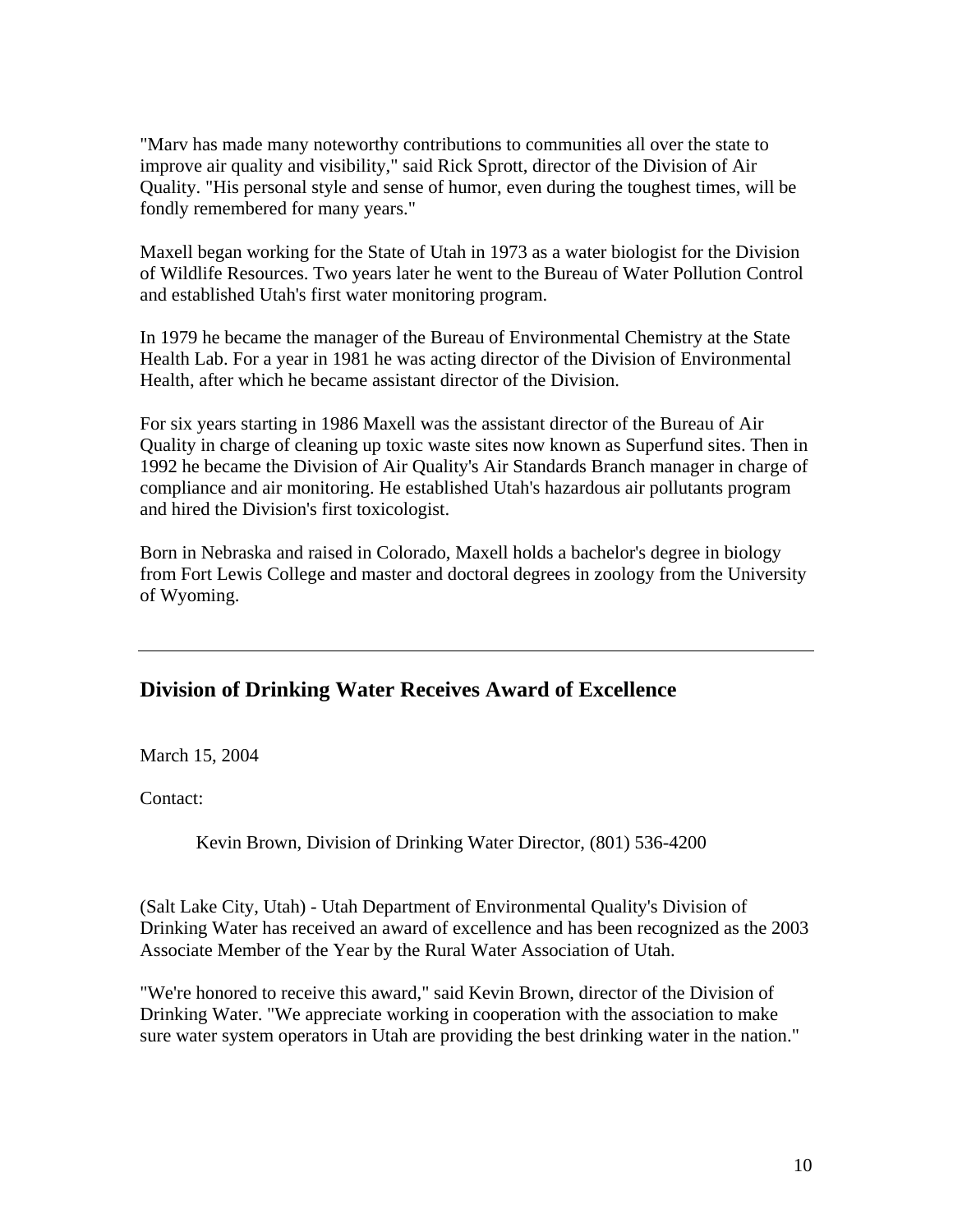"Marv has made many noteworthy contributions to communities all over the state to improve air quality and visibility," said Rick Sprott, director of the Division of Air Quality. "His personal style and sense of humor, even during the toughest times, will be fondly remembered for many years."

Maxell began working for the State of Utah in 1973 as a water biologist for the Division of Wildlife Resources. Two years later he went to the Bureau of Water Pollution Control and established Utah's first water monitoring program.

In 1979 he became the manager of the Bureau of Environmental Chemistry at the State Health Lab. For a year in 1981 he was acting director of the Division of Environmental Health, after which he became assistant director of the Division.

For six years starting in 1986 Maxell was the assistant director of the Bureau of Air Quality in charge of cleaning up toxic waste sites now known as Superfund sites. Then in 1992 he became the Division of Air Quality's Air Standards Branch manager in charge of compliance and air monitoring. He established Utah's hazardous air pollutants program and hired the Division's first toxicologist.

Born in Nebraska and raised in Colorado, Maxell holds a bachelor's degree in biology from Fort Lewis College and master and doctoral degrees in zoology from the University of Wyoming.

---

## Division of Drinking Water Receives Award of Excellence

March 15, 2004

Contact:

Kevin Brown, Division of Drinking Water Director, (801) 536-4200

(Salt Lake City, Utah) - Utah Department of Environmental Quality's Division of Drinking Water has received an award of excellence and has been recognized as the 2003 Associate Member of the Year by the Rural Water Association of Utah.

"We're honored to receive this award," said Kevin Brown, director of the Division of Drinking Water. "We appreciate working in cooperation with the association to make sure water system operators in Utah are providing the best drinking water in the nation."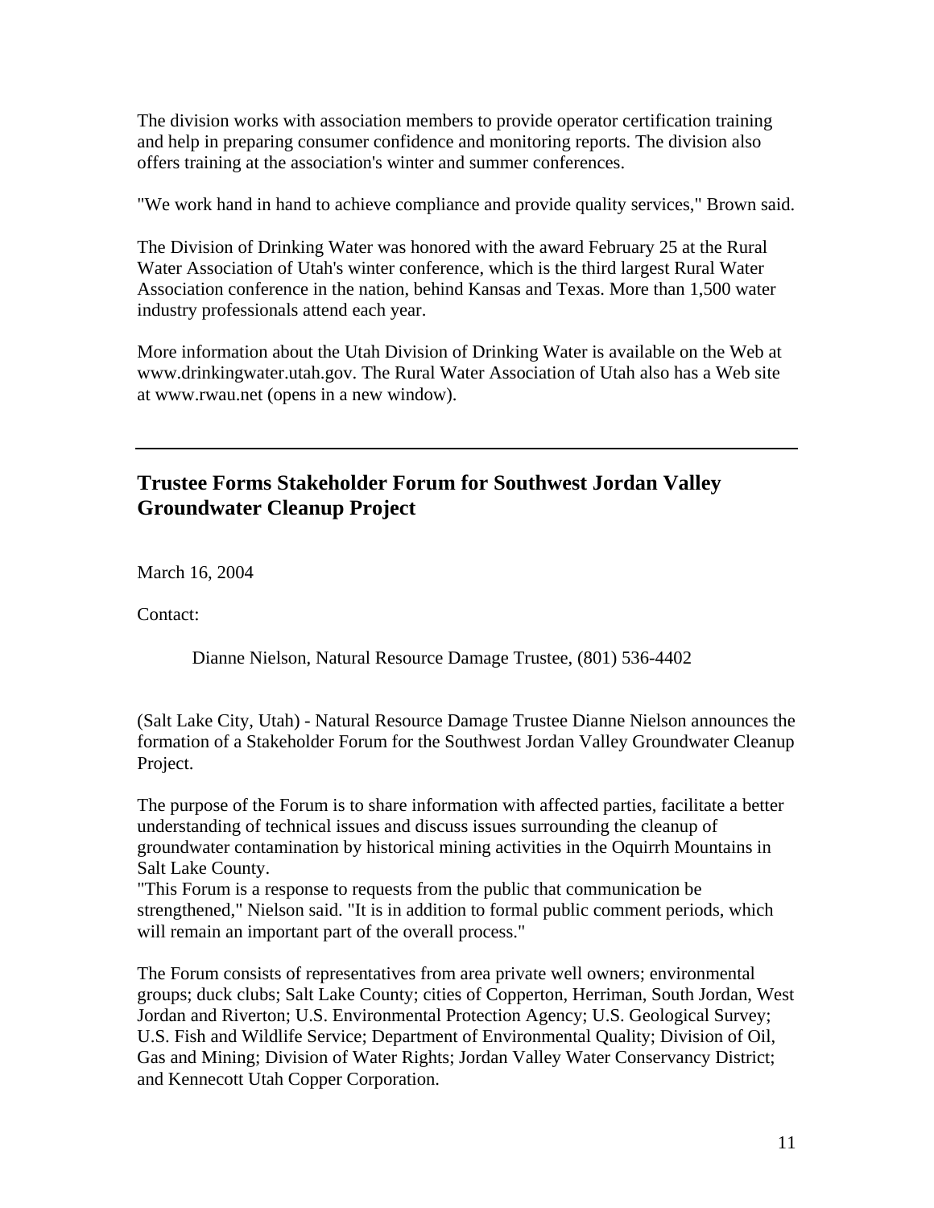The division works with association members to provide operator certification training and help in preparing consumer confidence and monitoring reports. The division also offers training at the association's winter and summer conferences.

"We work hand in hand to achieve compliance and provide quality services," Brown said.

The Division of Drinking Water was honored with the award February 25 at the Rural Water Association of Utah's winter conference, which is the third largest Rural Water Association conference in the nation, behind Kansas and Texas. More than 1,500 water industry professionals attend each year.

More information about the Utah Division of Drinking Water is available on the Web at www.drinkingwater.utah.gov. The Rural Water Association of Utah also has a Web site at www.rwau.net (opens in a new window).

---

## Trustee Forms Stakeholder Forum for Southwest Jordan Valley Groundwater Cleanup Project

March 16, 2004

Contact:

Dianne Nielson, Natural Resource Damage Trustee, (801) 536-4402

(Salt Lake City, Utah) - Natural Resource Damage Trustee Dianne Nielson announces the formation of a Stakeholder Forum for the Southwest Jordan Valley Groundwater Cleanup Project.

The purpose of the Forum is to share information with affected parties, facilitate a better understanding of technical issues and discuss issues surrounding the cleanup of groundwater contamination by historical mining activities in the Oquirrh Mountains in Salt Lake County.

"This Forum is a response to requests from the public that communication be strengthened," Nielson said. "It is in addition to formal public comment periods, which will remain an important part of the overall process."

The Forum consists of representatives from area private well owners; environmental groups; duck clubs; Salt Lake County; cities of Copperton, Herriman, South Jordan, West Jordan and Riverton; U.S. Environmental Protection Agency; U.S. Geological Survey; U.S. Fish and Wildlife Service; Department of Environmental Quality; Division of Oil, Gas and Mining; Division of Water Rights; Jordan Valley Water Conservancy District; and Kennecott Utah Copper Corporation.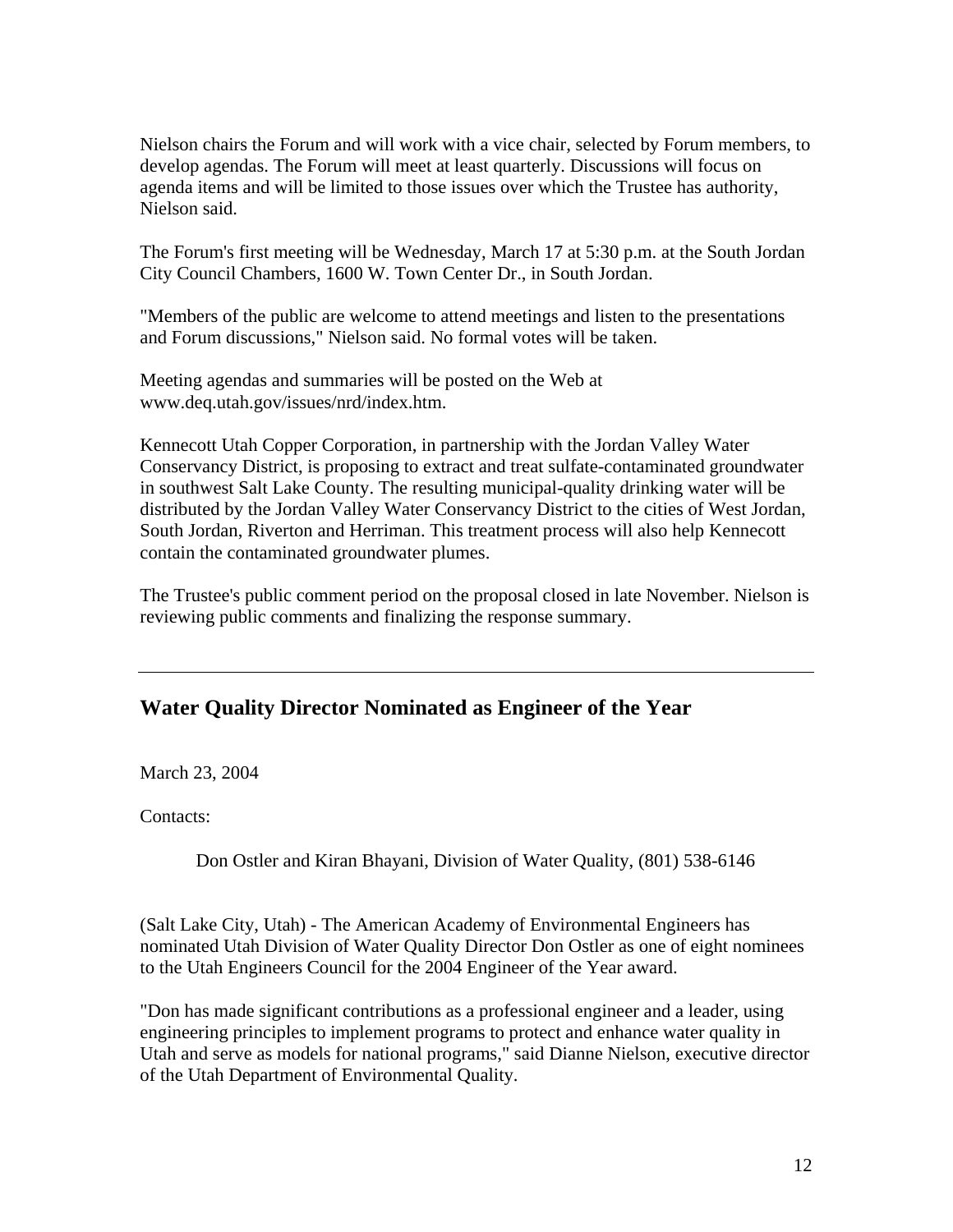Nielson chairs the Forum and will work with a vice chair, selected by Forum members, to develop agendas. The Forum will meet at least quarterly. Discussions will focus on agenda items and will be limited to those issues over which the Trustee has authority, Nielson said.

The Forum's first meeting will be Wednesday, March 17 at 5:30 p.m. at the South Jordan City Council Chambers, 1600 W. Town Center Dr., in South Jordan.

"Members of the public are welcome to attend meetings and listen to the presentations and Forum discussions," Nielson said. No formal votes will be taken.

Meeting agendas and summaries will be posted on the Web at www.deq.utah.gov/issues/nrd/index.htm.

Kennecott Utah Copper Corporation, in partnership with the Jordan Valley Water Conservancy District, is proposing to extract and treat sulfate-contaminated groundwater in southwest Salt Lake County. The resulting municipal-quality drinking water will be distributed by the Jordan Valley Water Conservancy District to the cities of West Jordan, South Jordan, Riverton and Herriman. This treatment process will also help Kennecott contain the contaminated groundwater plumes.

The Trustee's public comment period on the proposal closed in late November. Nielson is reviewing public comments and finalizing the response summary.

---

## Water Quality Director Nominated as Engineer of the Year

March 23, 2004

Contacts:

> Don Ostler and Kiran Bhayani, Division of Water Quality, (801) 538-6146

(Salt Lake City, Utah) - The American Academy of Environmental Engineers has nominated Utah Division of Water Quality Director Don Ostler as one of eight nominees to the Utah Engineers Council for the 2004 Engineer of the Year award.

"Don has made significant contributions as a professional engineer and a leader, using engineering principles to implement programs to protect and enhance water quality in Utah and serve as models for national programs," said Dianne Nielson, executive director of the Utah Department of Environmental Quality.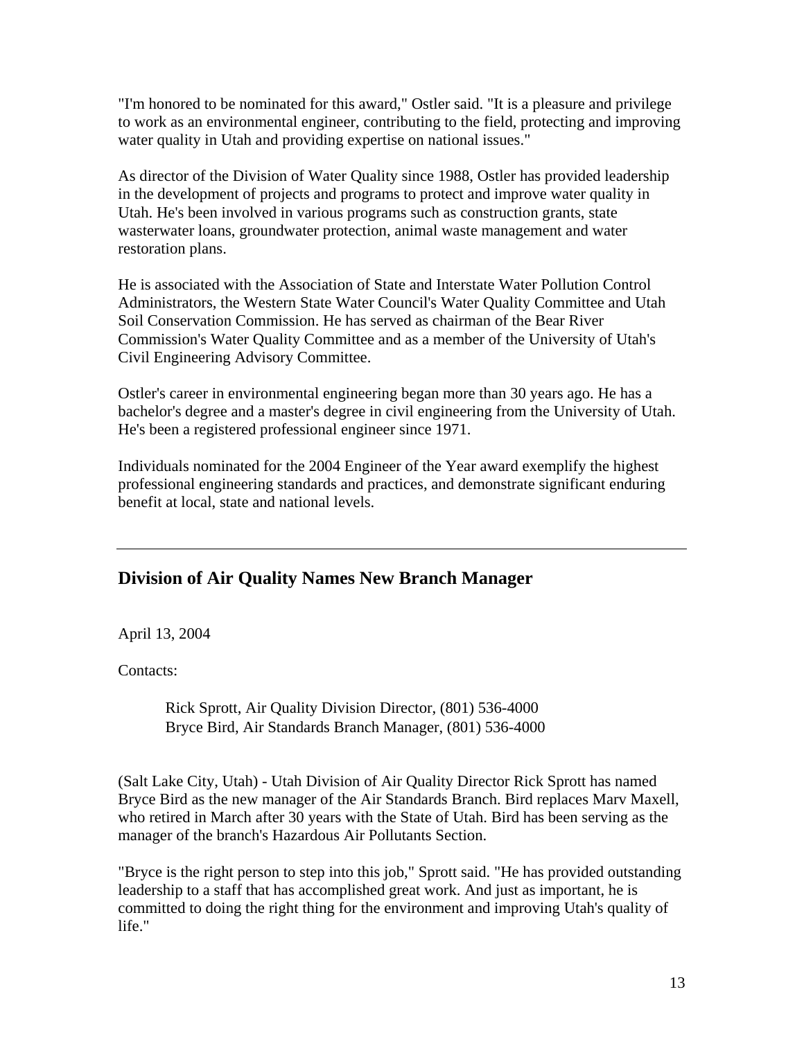"I'm honored to be nominated for this award," Ostler said. "It is a pleasure and privilege to work as an environmental engineer, contributing to the field, protecting and improving water quality in Utah and providing expertise on national issues."

As director of the Division of Water Quality since 1988, Ostler has provided leadership in the development of projects and programs to protect and improve water quality in Utah. He's been involved in various programs such as construction grants, state wasterwater loans, groundwater protection, animal waste management and water restoration plans.

He is associated with the Association of State and Interstate Water Pollution Control Administrators, the Western State Water Council's Water Quality Committee and Utah Soil Conservation Commission. He has served as chairman of the Bear River Commission's Water Quality Committee and as a member of the University of Utah's Civil Engineering Advisory Committee.

Ostler's career in environmental engineering began more than 30 years ago. He has a bachelor's degree and a master's degree in civil engineering from the University of Utah. He's been a registered professional engineer since 1971.

Individuals nominated for the 2004 Engineer of the Year award exemplify the highest professional engineering standards and practices, and demonstrate significant enduring benefit at local, state and national levels.

---

## Division of Air Quality Names New Branch Manager

April 13, 2004

Contacts:

> Rick Sprott, Air Quality Division Director, (801) 536-4000
> Bryce Bird, Air Standards Branch Manager, (801) 536-4000

(Salt Lake City, Utah) - Utah Division of Air Quality Director Rick Sprott has named Bryce Bird as the new manager of the Air Standards Branch. Bird replaces Marv Maxell, who retired in March after 30 years with the State of Utah. Bird has been serving as the manager of the branch's Hazardous Air Pollutants Section.

"Bryce is the right person to step into this job," Sprott said. "He has provided outstanding leadership to a staff that has accomplished great work. And just as important, he is committed to doing the right thing for the environment and improving Utah's quality of life."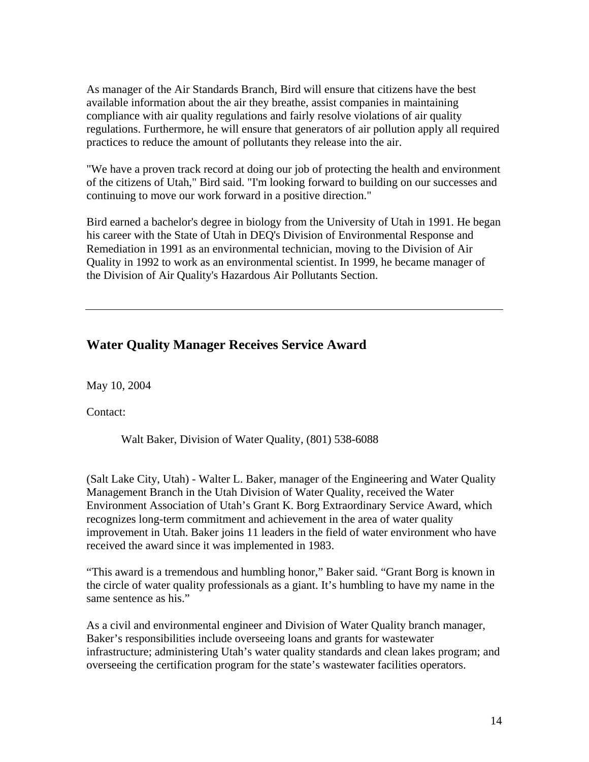As manager of the Air Standards Branch, Bird will ensure that citizens have the best available information about the air they breathe, assist companies in maintaining compliance with air quality regulations and fairly resolve violations of air quality regulations. Furthermore, he will ensure that generators of air pollution apply all required practices to reduce the amount of pollutants they release into the air.

"We have a proven track record at doing our job of protecting the health and environment of the citizens of Utah," Bird said. "I'm looking forward to building on our successes and continuing to move our work forward in a positive direction."

Bird earned a bachelor's degree in biology from the University of Utah in 1991. He began his career with the State of Utah in DEQ's Division of Environmental Response and Remediation in 1991 as an environmental technician, moving to the Division of Air Quality in 1992 to work as an environmental scientist. In 1999, he became manager of the Division of Air Quality's Hazardous Air Pollutants Section.

---

## Water Quality Manager Receives Service Award

May 10, 2004

Contact:

Walt Baker, Division of Water Quality, (801) 538-6088

(Salt Lake City, Utah) - Walter L. Baker, manager of the Engineering and Water Quality Management Branch in the Utah Division of Water Quality, received the Water Environment Association of Utah's Grant K. Borg Extraordinary Service Award, which recognizes long-term commitment and achievement in the area of water quality improvement in Utah. Baker joins 11 leaders in the field of water environment who have received the award since it was implemented in 1983.

"This award is a tremendous and humbling honor," Baker said. "Grant Borg is known in the circle of water quality professionals as a giant. It's humbling to have my name in the same sentence as his."

As a civil and environmental engineer and Division of Water Quality branch manager, Baker's responsibilities include overseeing loans and grants for wastewater infrastructure; administering Utah's water quality standards and clean lakes program; and overseeing the certification program for the state's wastewater facilities operators.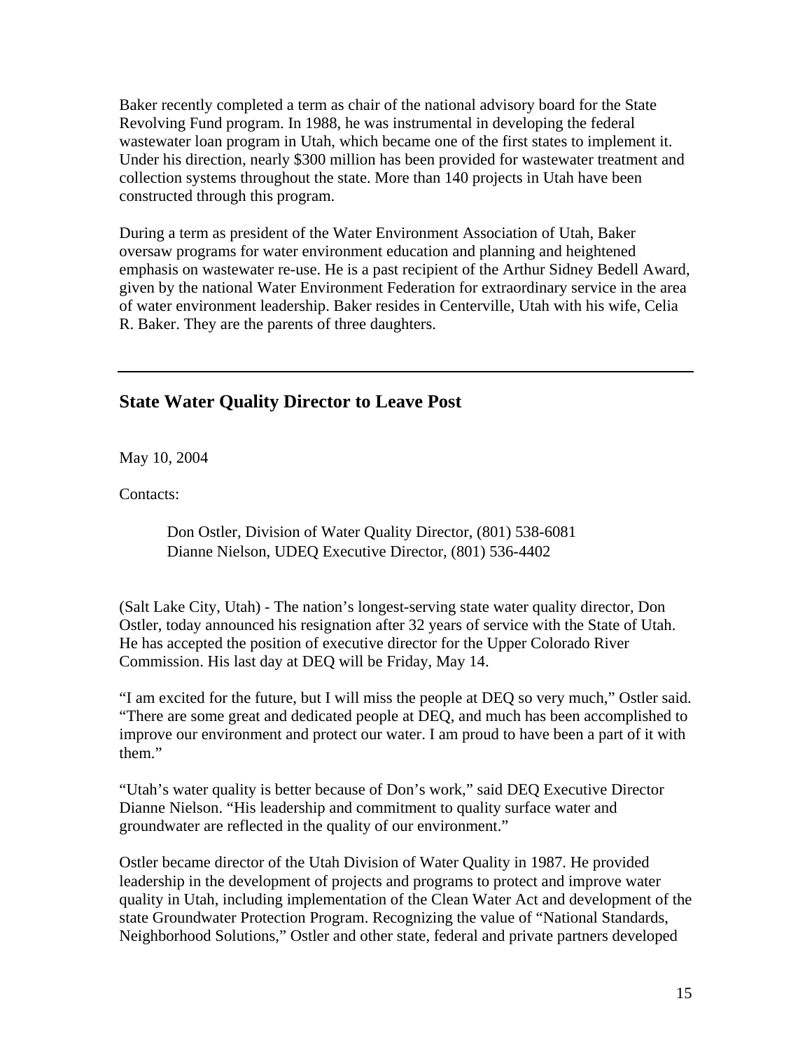Baker recently completed a term as chair of the national advisory board for the State Revolving Fund program. In 1988, he was instrumental in developing the federal wastewater loan program in Utah, which became one of the first states to implement it. Under his direction, nearly $300 million has been provided for wastewater treatment and collection systems throughout the state. More than 140 projects in Utah have been constructed through this program.

During a term as president of the Water Environment Association of Utah, Baker oversaw programs for water environment education and planning and heightened emphasis on wastewater re-use. He is a past recipient of the Arthur Sidney Bedell Award, given by the national Water Environment Federation for extraordinary service in the area of water environment leadership. Baker resides in Centerville, Utah with his wife, Celia R. Baker. They are the parents of three daughters.

---

## State Water Quality Director to Leave Post

May 10, 2004

Contacts:

> Don Ostler, Division of Water Quality Director, (801) 538-6081
> Dianne Nielson, UDEQ Executive Director, (801) 536-4402

(Salt Lake City, Utah) - The nation's longest-serving state water quality director, Don Ostler, today announced his resignation after 32 years of service with the State of Utah. He has accepted the position of executive director for the Upper Colorado River Commission. His last day at DEQ will be Friday, May 14.

"I am excited for the future, but I will miss the people at DEQ so very much," Ostler said. "There are some great and dedicated people at DEQ, and much has been accomplished to improve our environment and protect our water. I am proud to have been a part of it with them."

"Utah's water quality is better because of Don's work," said DEQ Executive Director Dianne Nielson. "His leadership and commitment to quality surface water and groundwater are reflected in the quality of our environment."

Ostler became director of the Utah Division of Water Quality in 1987. He provided leadership in the development of projects and programs to protect and improve water quality in Utah, including implementation of the Clean Water Act and development of the state Groundwater Protection Program. Recognizing the value of "National Standards, Neighborhood Solutions," Ostler and other state, federal and private partners developed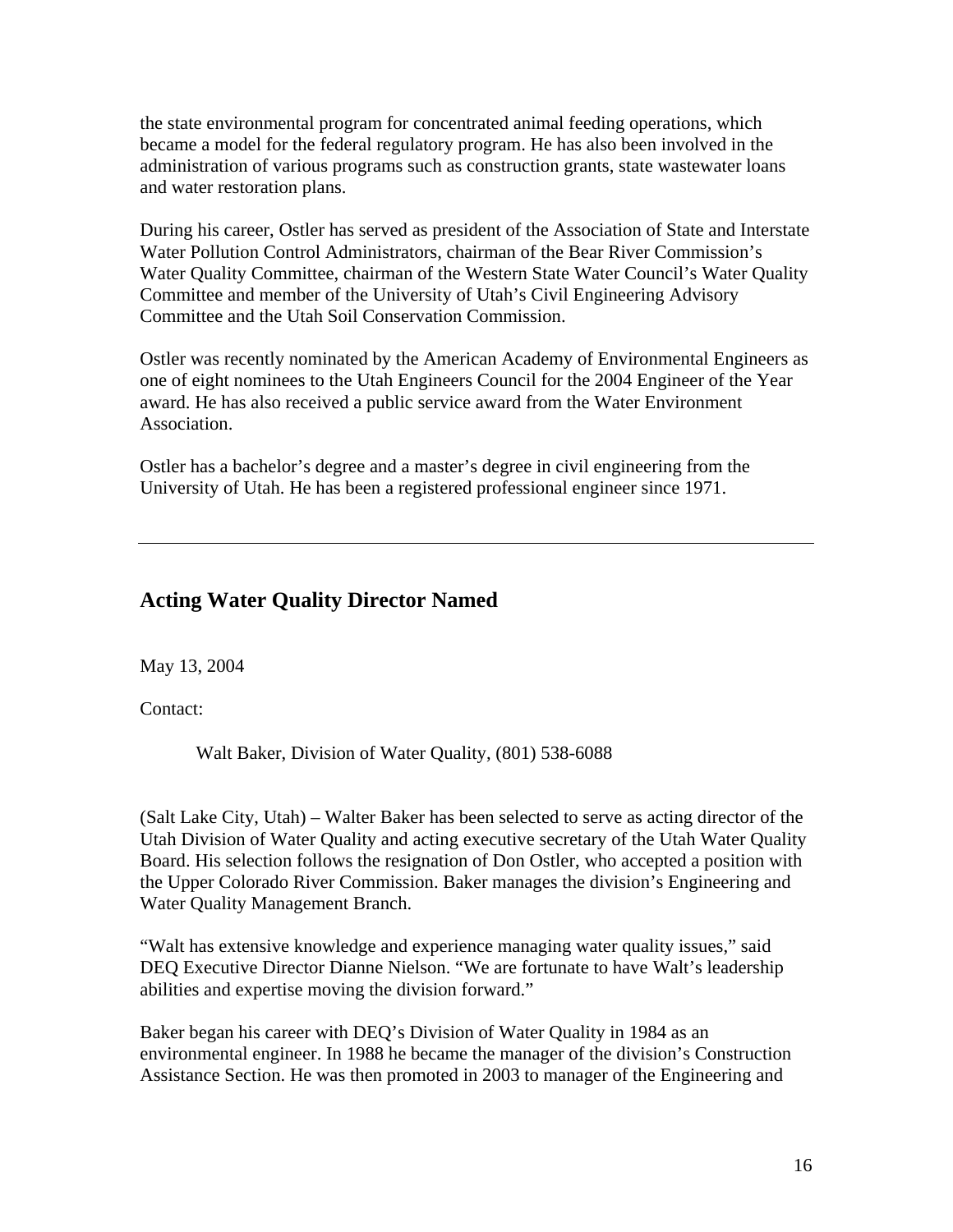the state environmental program for concentrated animal feeding operations, which became a model for the federal regulatory program. He has also been involved in the administration of various programs such as construction grants, state wastewater loans and water restoration plans.

During his career, Ostler has served as president of the Association of State and Interstate Water Pollution Control Administrators, chairman of the Bear River Commission's Water Quality Committee, chairman of the Western State Water Council's Water Quality Committee and member of the University of Utah's Civil Engineering Advisory Committee and the Utah Soil Conservation Commission.

Ostler was recently nominated by the American Academy of Environmental Engineers as one of eight nominees to the Utah Engineers Council for the 2004 Engineer of the Year award. He has also received a public service award from the Water Environment Association.

Ostler has a bachelor's degree and a master's degree in civil engineering from the University of Utah. He has been a registered professional engineer since 1971.

---

## Acting Water Quality Director Named

May 13, 2004

Contact:

Walt Baker, Division of Water Quality, (801) 538-6088

(Salt Lake City, Utah) – Walter Baker has been selected to serve as acting director of the Utah Division of Water Quality and acting executive secretary of the Utah Water Quality Board. His selection follows the resignation of Don Ostler, who accepted a position with the Upper Colorado River Commission. Baker manages the division's Engineering and Water Quality Management Branch.

"Walt has extensive knowledge and experience managing water quality issues," said DEQ Executive Director Dianne Nielson. "We are fortunate to have Walt's leadership abilities and expertise moving the division forward."

Baker began his career with DEQ's Division of Water Quality in 1984 as an environmental engineer. In 1988 he became the manager of the division's Construction Assistance Section. He was then promoted in 2003 to manager of the Engineering and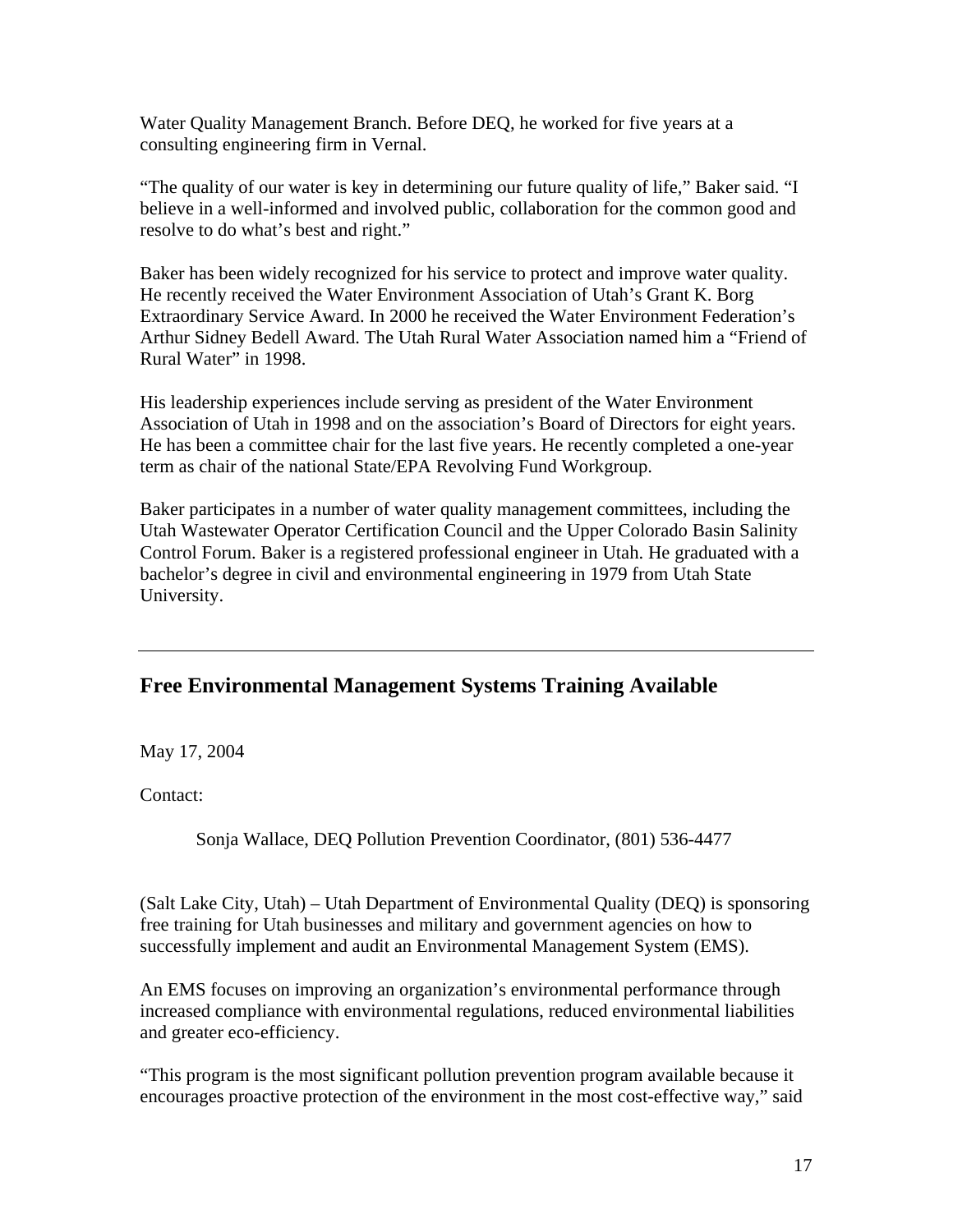Water Quality Management Branch. Before DEQ, he worked for five years at a consulting engineering firm in Vernal.

"The quality of our water is key in determining our future quality of life," Baker said. "I believe in a well-informed and involved public, collaboration for the common good and resolve to do what's best and right."

Baker has been widely recognized for his service to protect and improve water quality. He recently received the Water Environment Association of Utah's Grant K. Borg Extraordinary Service Award. In 2000 he received the Water Environment Federation's Arthur Sidney Bedell Award. The Utah Rural Water Association named him a "Friend of Rural Water" in 1998.

His leadership experiences include serving as president of the Water Environment Association of Utah in 1998 and on the association's Board of Directors for eight years. He has been a committee chair for the last five years. He recently completed a one-year term as chair of the national State/EPA Revolving Fund Workgroup.

Baker participates in a number of water quality management committees, including the Utah Wastewater Operator Certification Council and the Upper Colorado Basin Salinity Control Forum. Baker is a registered professional engineer in Utah. He graduated with a bachelor's degree in civil and environmental engineering in 1979 from Utah State University.

---

## Free Environmental Management Systems Training Available

May 17, 2004

Contact:

Sonja Wallace, DEQ Pollution Prevention Coordinator, (801) 536-4477

(Salt Lake City, Utah) – Utah Department of Environmental Quality (DEQ) is sponsoring free training for Utah businesses and military and government agencies on how to successfully implement and audit an Environmental Management System (EMS).

An EMS focuses on improving an organization's environmental performance through increased compliance with environmental regulations, reduced environmental liabilities and greater eco-efficiency.

"This program is the most significant pollution prevention program available because it encourages proactive protection of the environment in the most cost-effective way," said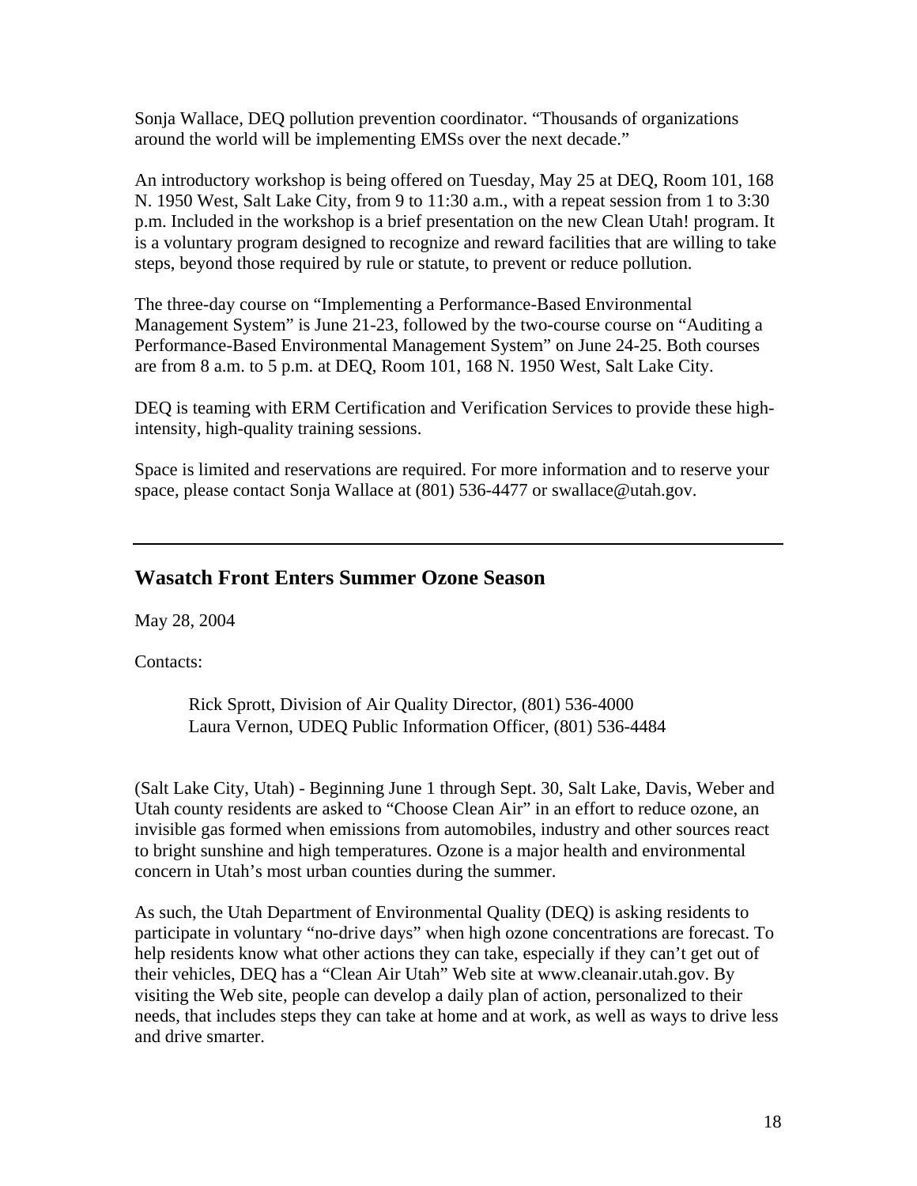Sonja Wallace, DEQ pollution prevention coordinator. "Thousands of organizations around the world will be implementing EMSs over the next decade."

An introductory workshop is being offered on Tuesday, May 25 at DEQ, Room 101, 168 N. 1950 West, Salt Lake City, from 9 to 11:30 a.m., with a repeat session from 1 to 3:30 p.m. Included in the workshop is a brief presentation on the new Clean Utah! program. It is a voluntary program designed to recognize and reward facilities that are willing to take steps, beyond those required by rule or statute, to prevent or reduce pollution.

The three-day course on "Implementing a Performance-Based Environmental Management System" is June 21-23, followed by the two-course course on "Auditing a Performance-Based Environmental Management System" on June 24-25. Both courses are from 8 a.m. to 5 p.m. at DEQ, Room 101, 168 N. 1950 West, Salt Lake City.

DEQ is teaming with ERM Certification and Verification Services to provide these high-intensity, high-quality training sessions.

Space is limited and reservations are required. For more information and to reserve your space, please contact Sonja Wallace at (801) 536-4477 or swallace@utah.gov.

---

## Wasatch Front Enters Summer Ozone Season

May 28, 2004

Contacts:

> Rick Sprott, Division of Air Quality Director, (801) 536-4000
> Laura Vernon, UDEQ Public Information Officer, (801) 536-4484

(Salt Lake City, Utah) - Beginning June 1 through Sept. 30, Salt Lake, Davis, Weber and Utah county residents are asked to "Choose Clean Air" in an effort to reduce ozone, an invisible gas formed when emissions from automobiles, industry and other sources react to bright sunshine and high temperatures. Ozone is a major health and environmental concern in Utah's most urban counties during the summer.

As such, the Utah Department of Environmental Quality (DEQ) is asking residents to participate in voluntary "no-drive days" when high ozone concentrations are forecast. To help residents know what other actions they can take, especially if they can't get out of their vehicles, DEQ has a "Clean Air Utah" Web site at www.cleanair.utah.gov. By visiting the Web site, people can develop a daily plan of action, personalized to their needs, that includes steps they can take at home and at work, as well as ways to drive less and drive smarter.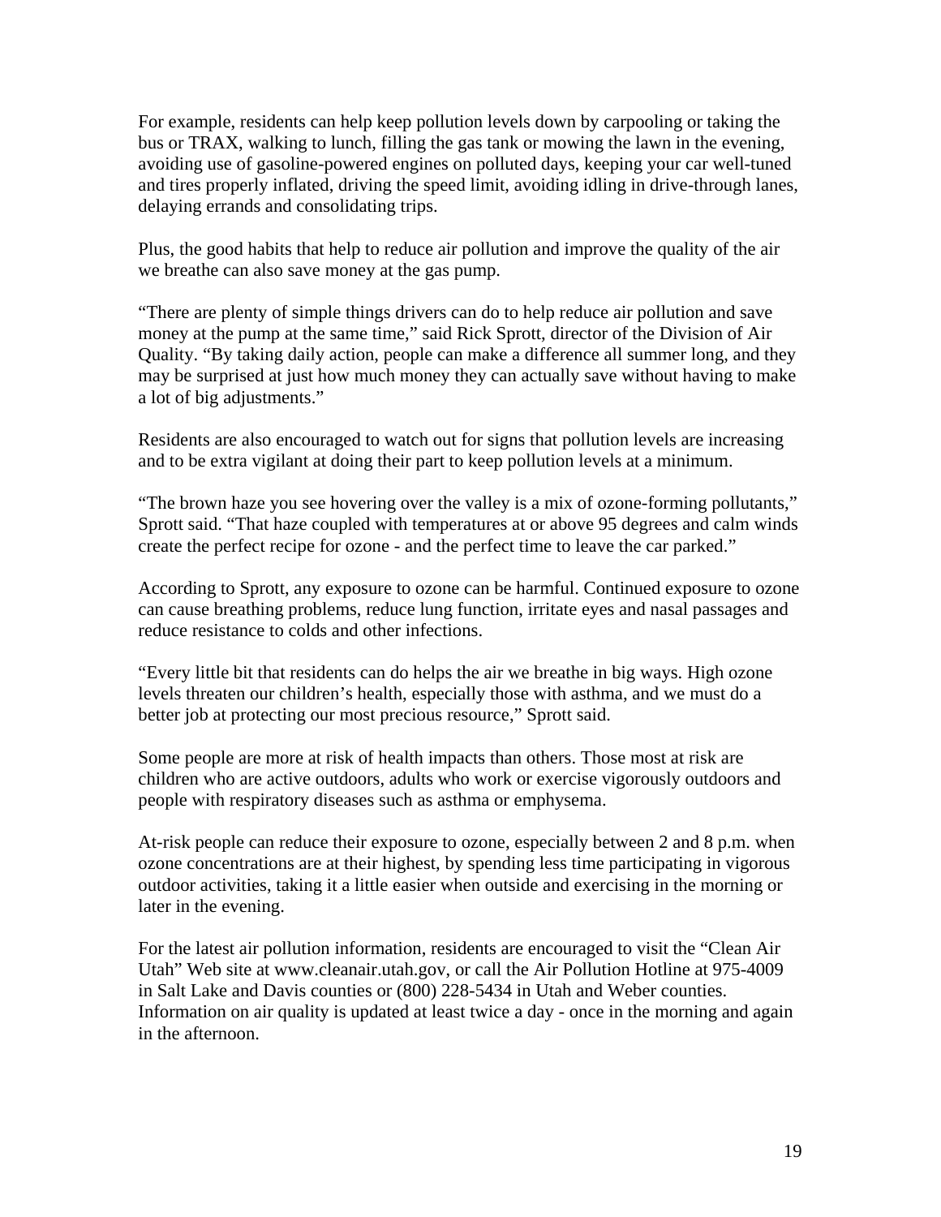For example, residents can help keep pollution levels down by carpooling or taking the bus or TRAX, walking to lunch, filling the gas tank or mowing the lawn in the evening, avoiding use of gasoline-powered engines on polluted days, keeping your car well-tuned and tires properly inflated, driving the speed limit, avoiding idling in drive-through lanes, delaying errands and consolidating trips.

Plus, the good habits that help to reduce air pollution and improve the quality of the air we breathe can also save money at the gas pump.

"There are plenty of simple things drivers can do to help reduce air pollution and save money at the pump at the same time," said Rick Sprott, director of the Division of Air Quality. "By taking daily action, people can make a difference all summer long, and they may be surprised at just how much money they can actually save without having to make a lot of big adjustments."

Residents are also encouraged to watch out for signs that pollution levels are increasing and to be extra vigilant at doing their part to keep pollution levels at a minimum.

"The brown haze you see hovering over the valley is a mix of ozone-forming pollutants," Sprott said. "That haze coupled with temperatures at or above 95 degrees and calm winds create the perfect recipe for ozone - and the perfect time to leave the car parked."

According to Sprott, any exposure to ozone can be harmful. Continued exposure to ozone can cause breathing problems, reduce lung function, irritate eyes and nasal passages and reduce resistance to colds and other infections.

"Every little bit that residents can do helps the air we breathe in big ways. High ozone levels threaten our children's health, especially those with asthma, and we must do a better job at protecting our most precious resource," Sprott said.

Some people are more at risk of health impacts than others. Those most at risk are children who are active outdoors, adults who work or exercise vigorously outdoors and people with respiratory diseases such as asthma or emphysema.

At-risk people can reduce their exposure to ozone, especially between 2 and 8 p.m. when ozone concentrations are at their highest, by spending less time participating in vigorous outdoor activities, taking it a little easier when outside and exercising in the morning or later in the evening.

For the latest air pollution information, residents are encouraged to visit the "Clean Air Utah" Web site at www.cleanair.utah.gov, or call the Air Pollution Hotline at 975-4009 in Salt Lake and Davis counties or (800) 228-5434 in Utah and Weber counties. Information on air quality is updated at least twice a day - once in the morning and again in the afternoon.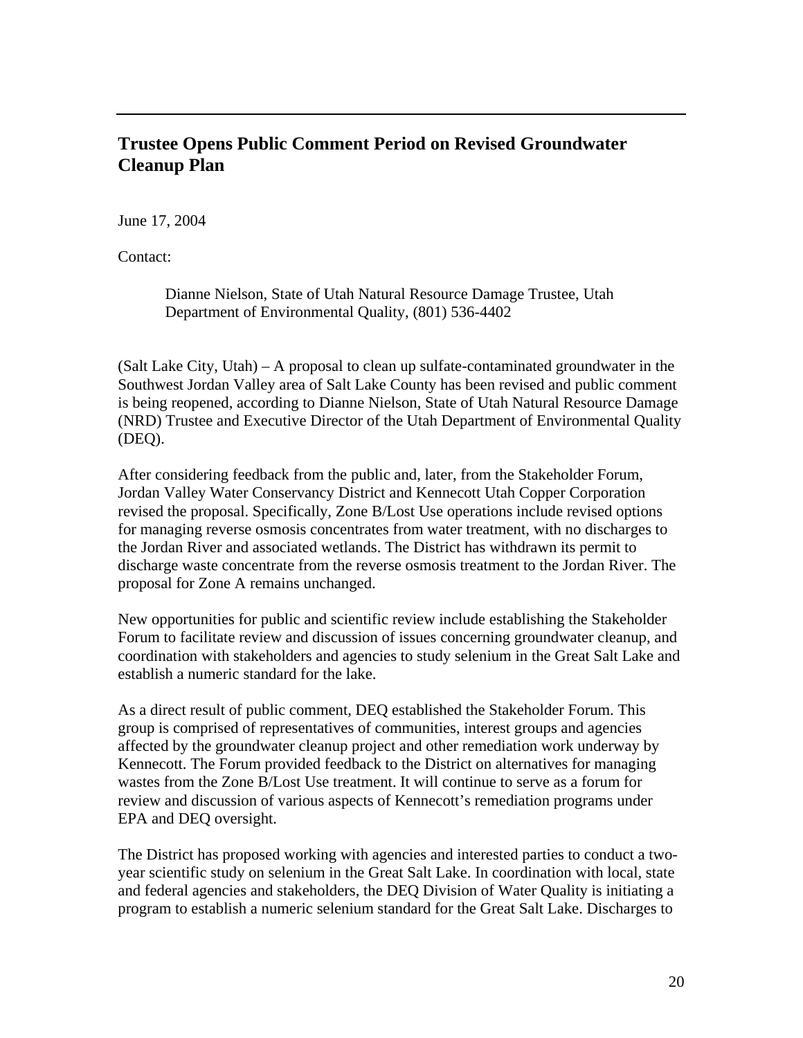## Trustee Opens Public Comment Period on Revised Groundwater Cleanup Plan

June 17, 2004

Contact:

> Dianne Nielson, State of Utah Natural Resource Damage Trustee, Utah Department of Environmental Quality, (801) 536-4402

(Salt Lake City, Utah) – A proposal to clean up sulfate-contaminated groundwater in the Southwest Jordan Valley area of Salt Lake County has been revised and public comment is being reopened, according to Dianne Nielson, State of Utah Natural Resource Damage (NRD) Trustee and Executive Director of the Utah Department of Environmental Quality (DEQ).

After considering feedback from the public and, later, from the Stakeholder Forum, Jordan Valley Water Conservancy District and Kennecott Utah Copper Corporation revised the proposal. Specifically, Zone B/Lost Use operations include revised options for managing reverse osmosis concentrates from water treatment, with no discharges to the Jordan River and associated wetlands. The District has withdrawn its permit to discharge waste concentrate from the reverse osmosis treatment to the Jordan River. The proposal for Zone A remains unchanged.

New opportunities for public and scientific review include establishing the Stakeholder Forum to facilitate review and discussion of issues concerning groundwater cleanup, and coordination with stakeholders and agencies to study selenium in the Great Salt Lake and establish a numeric standard for the lake.

As a direct result of public comment, DEQ established the Stakeholder Forum. This group is comprised of representatives of communities, interest groups and agencies affected by the groundwater cleanup project and other remediation work underway by Kennecott. The Forum provided feedback to the District on alternatives for managing wastes from the Zone B/Lost Use treatment. It will continue to serve as a forum for review and discussion of various aspects of Kennecott's remediation programs under EPA and DEQ oversight.

The District has proposed working with agencies and interested parties to conduct a two-year scientific study on selenium in the Great Salt Lake. In coordination with local, state and federal agencies and stakeholders, the DEQ Division of Water Quality is initiating a program to establish a numeric selenium standard for the Great Salt Lake. Discharges to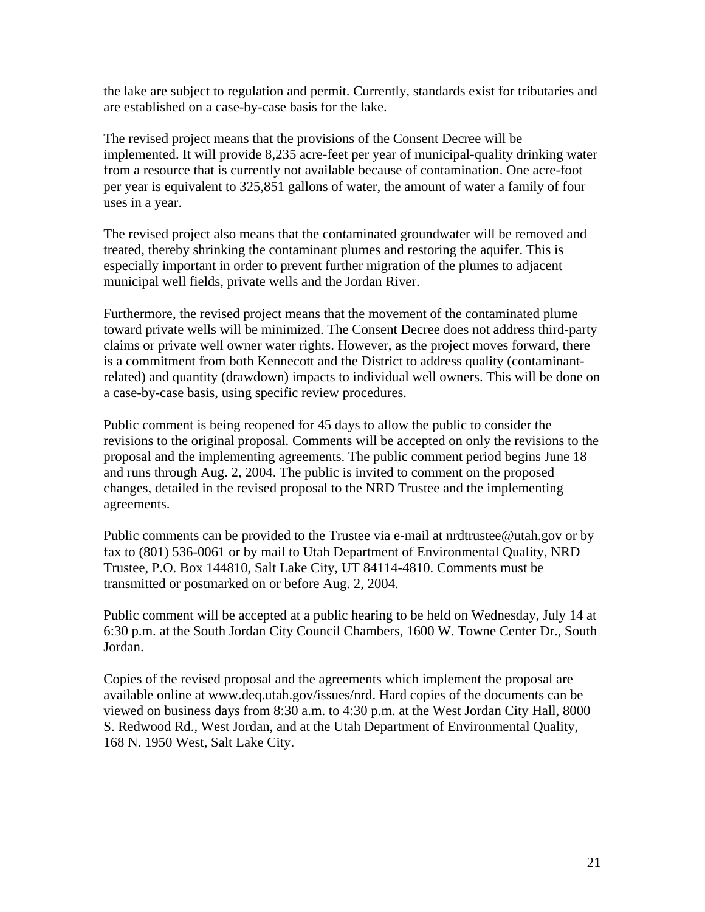the lake are subject to regulation and permit. Currently, standards exist for tributaries and are established on a case-by-case basis for the lake.

The revised project means that the provisions of the Consent Decree will be implemented. It will provide 8,235 acre-feet per year of municipal-quality drinking water from a resource that is currently not available because of contamination. One acre-foot per year is equivalent to 325,851 gallons of water, the amount of water a family of four uses in a year.

The revised project also means that the contaminated groundwater will be removed and treated, thereby shrinking the contaminant plumes and restoring the aquifer. This is especially important in order to prevent further migration of the plumes to adjacent municipal well fields, private wells and the Jordan River.

Furthermore, the revised project means that the movement of the contaminated plume toward private wells will be minimized. The Consent Decree does not address third-party claims or private well owner water rights. However, as the project moves forward, there is a commitment from both Kennecott and the District to address quality (contaminant-related) and quantity (drawdown) impacts to individual well owners. This will be done on a case-by-case basis, using specific review procedures.

Public comment is being reopened for 45 days to allow the public to consider the revisions to the original proposal. Comments will be accepted on only the revisions to the proposal and the implementing agreements. The public comment period begins June 18 and runs through Aug. 2, 2004. The public is invited to comment on the proposed changes, detailed in the revised proposal to the NRD Trustee and the implementing agreements.

Public comments can be provided to the Trustee via e-mail at nrdtrustee@utah.gov or by fax to (801) 536-0061 or by mail to Utah Department of Environmental Quality, NRD Trustee, P.O. Box 144810, Salt Lake City, UT 84114-4810. Comments must be transmitted or postmarked on or before Aug. 2, 2004.

Public comment will be accepted at a public hearing to be held on Wednesday, July 14 at 6:30 p.m. at the South Jordan City Council Chambers, 1600 W. Towne Center Dr., South Jordan.

Copies of the revised proposal and the agreements which implement the proposal are available online at www.deq.utah.gov/issues/nrd. Hard copies of the documents can be viewed on business days from 8:30 a.m. to 4:30 p.m. at the West Jordan City Hall, 8000 S. Redwood Rd., West Jordan, and at the Utah Department of Environmental Quality, 168 N. 1950 West, Salt Lake City.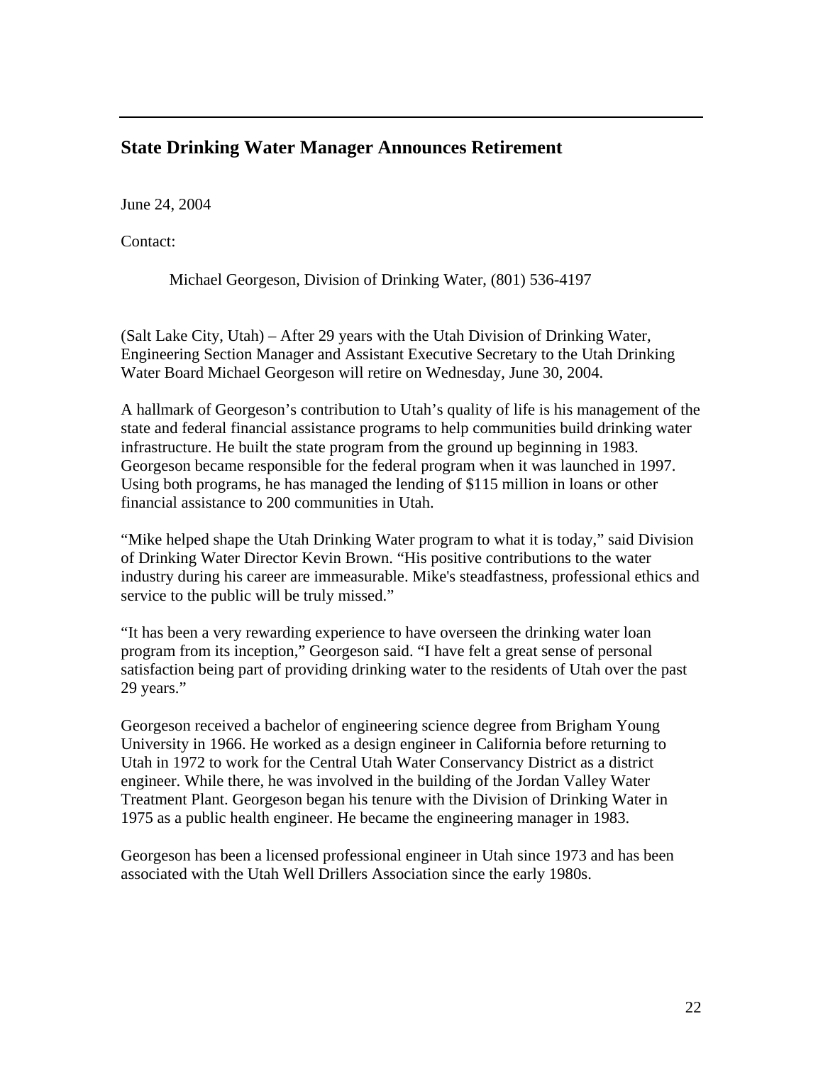## State Drinking Water Manager Announces Retirement

June 24, 2004

Contact:

Michael Georgeson, Division of Drinking Water, (801) 536-4197

(Salt Lake City, Utah) – After 29 years with the Utah Division of Drinking Water, Engineering Section Manager and Assistant Executive Secretary to the Utah Drinking Water Board Michael Georgeson will retire on Wednesday, June 30, 2004.

A hallmark of Georgeson's contribution to Utah's quality of life is his management of the state and federal financial assistance programs to help communities build drinking water infrastructure. He built the state program from the ground up beginning in 1983. Georgeson became responsible for the federal program when it was launched in 1997. Using both programs, he has managed the lending of $115 million in loans or other financial assistance to 200 communities in Utah.

"Mike helped shape the Utah Drinking Water program to what it is today," said Division of Drinking Water Director Kevin Brown. "His positive contributions to the water industry during his career are immeasurable. Mike's steadfastness, professional ethics and service to the public will be truly missed."

"It has been a very rewarding experience to have overseen the drinking water loan program from its inception," Georgeson said. "I have felt a great sense of personal satisfaction being part of providing drinking water to the residents of Utah over the past 29 years."

Georgeson received a bachelor of engineering science degree from Brigham Young University in 1966. He worked as a design engineer in California before returning to Utah in 1972 to work for the Central Utah Water Conservancy District as a district engineer. While there, he was involved in the building of the Jordan Valley Water Treatment Plant. Georgeson began his tenure with the Division of Drinking Water in 1975 as a public health engineer. He became the engineering manager in 1983.

Georgeson has been a licensed professional engineer in Utah since 1973 and has been associated with the Utah Well Drillers Association since the early 1980s.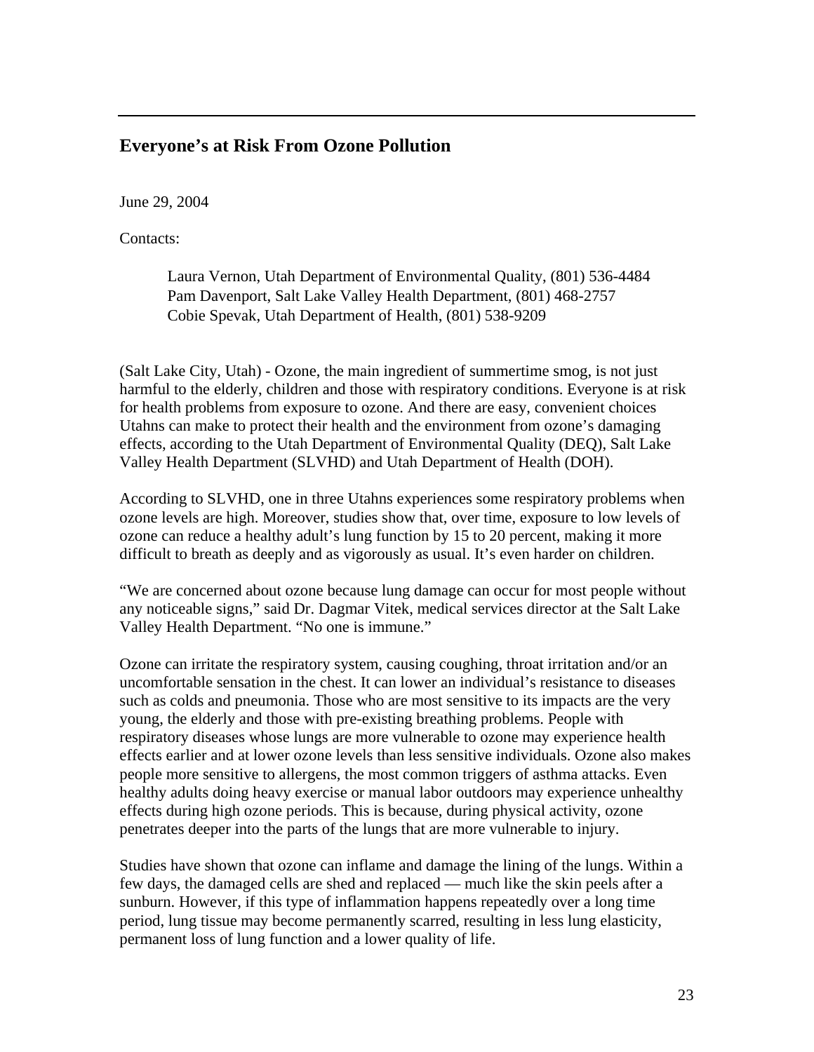## Everyone's at Risk From Ozone Pollution

June 29, 2004

Contacts:

Laura Vernon, Utah Department of Environmental Quality, (801) 536-4484
Pam Davenport, Salt Lake Valley Health Department, (801) 468-2757
Cobie Spevak, Utah Department of Health, (801) 538-9209

(Salt Lake City, Utah) - Ozone, the main ingredient of summertime smog, is not just harmful to the elderly, children and those with respiratory conditions. Everyone is at risk for health problems from exposure to ozone. And there are easy, convenient choices Utahns can make to protect their health and the environment from ozone's damaging effects, according to the Utah Department of Environmental Quality (DEQ), Salt Lake Valley Health Department (SLVHD) and Utah Department of Health (DOH).

According to SLVHD, one in three Utahns experiences some respiratory problems when ozone levels are high. Moreover, studies show that, over time, exposure to low levels of ozone can reduce a healthy adult's lung function by 15 to 20 percent, making it more difficult to breath as deeply and as vigorously as usual. It's even harder on children.

"We are concerned about ozone because lung damage can occur for most people without any noticeable signs," said Dr. Dagmar Vitek, medical services director at the Salt Lake Valley Health Department. "No one is immune."

Ozone can irritate the respiratory system, causing coughing, throat irritation and/or an uncomfortable sensation in the chest. It can lower an individual's resistance to diseases such as colds and pneumonia. Those who are most sensitive to its impacts are the very young, the elderly and those with pre-existing breathing problems. People with respiratory diseases whose lungs are more vulnerable to ozone may experience health effects earlier and at lower ozone levels than less sensitive individuals. Ozone also makes people more sensitive to allergens, the most common triggers of asthma attacks. Even healthy adults doing heavy exercise or manual labor outdoors may experience unhealthy effects during high ozone periods. This is because, during physical activity, ozone penetrates deeper into the parts of the lungs that are more vulnerable to injury.

Studies have shown that ozone can inflame and damage the lining of the lungs. Within a few days, the damaged cells are shed and replaced — much like the skin peels after a sunburn. However, if this type of inflammation happens repeatedly over a long time period, lung tissue may become permanently scarred, resulting in less lung elasticity, permanent loss of lung function and a lower quality of life.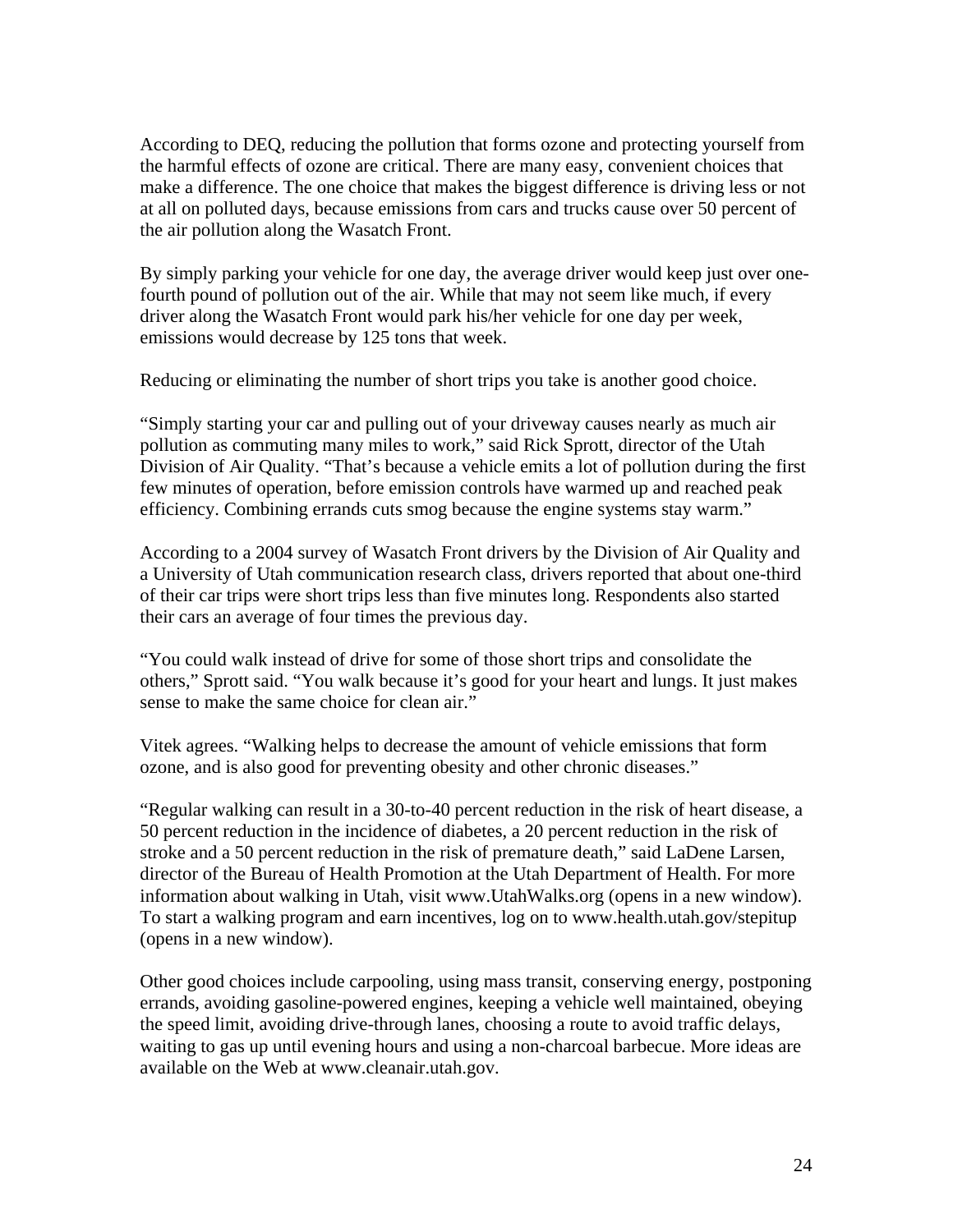According to DEQ, reducing the pollution that forms ozone and protecting yourself from the harmful effects of ozone are critical. There are many easy, convenient choices that make a difference. The one choice that makes the biggest difference is driving less or not at all on polluted days, because emissions from cars and trucks cause over 50 percent of the air pollution along the Wasatch Front.

By simply parking your vehicle for one day, the average driver would keep just over one-fourth pound of pollution out of the air. While that may not seem like much, if every driver along the Wasatch Front would park his/her vehicle for one day per week, emissions would decrease by 125 tons that week.

Reducing or eliminating the number of short trips you take is another good choice.

"Simply starting your car and pulling out of your driveway causes nearly as much air pollution as commuting many miles to work," said Rick Sprott, director of the Utah Division of Air Quality. "That's because a vehicle emits a lot of pollution during the first few minutes of operation, before emission controls have warmed up and reached peak efficiency. Combining errands cuts smog because the engine systems stay warm."

According to a 2004 survey of Wasatch Front drivers by the Division of Air Quality and a University of Utah communication research class, drivers reported that about one-third of their car trips were short trips less than five minutes long. Respondents also started their cars an average of four times the previous day.

"You could walk instead of drive for some of those short trips and consolidate the others," Sprott said. "You walk because it's good for your heart and lungs. It just makes sense to make the same choice for clean air."

Vitek agrees. "Walking helps to decrease the amount of vehicle emissions that form ozone, and is also good for preventing obesity and other chronic diseases."

"Regular walking can result in a 30-to-40 percent reduction in the risk of heart disease, a 50 percent reduction in the incidence of diabetes, a 20 percent reduction in the risk of stroke and a 50 percent reduction in the risk of premature death," said LaDene Larsen, director of the Bureau of Health Promotion at the Utah Department of Health. For more information about walking in Utah, visit www.UtahWalks.org (opens in a new window). To start a walking program and earn incentives, log on to www.health.utah.gov/stepitup (opens in a new window).

Other good choices include carpooling, using mass transit, conserving energy, postponing errands, avoiding gasoline-powered engines, keeping a vehicle well maintained, obeying the speed limit, avoiding drive-through lanes, choosing a route to avoid traffic delays, waiting to gas up until evening hours and using a non-charcoal barbecue. More ideas are available on the Web at www.cleanair.utah.gov.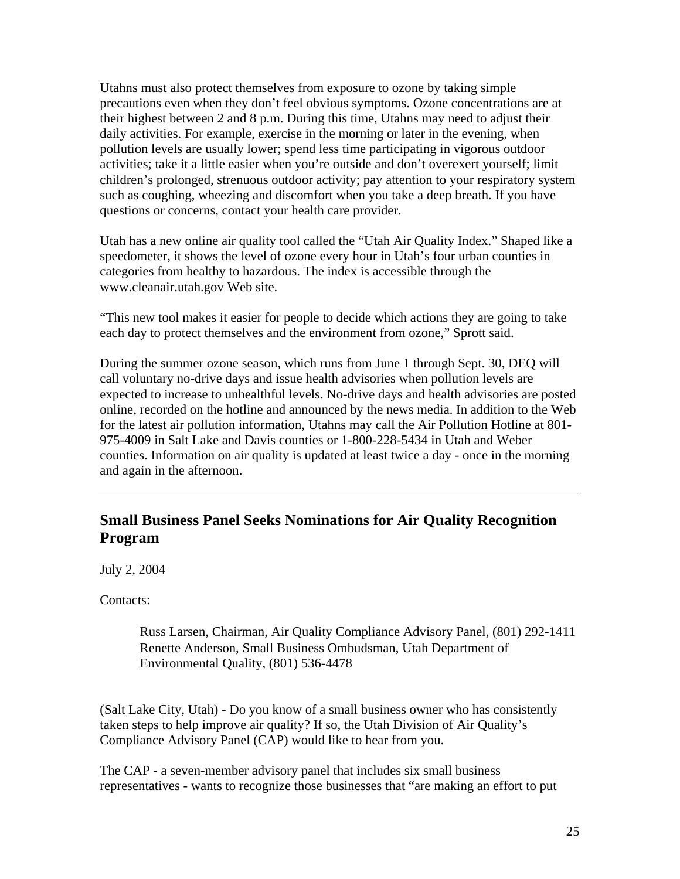Utahns must also protect themselves from exposure to ozone by taking simple precautions even when they don't feel obvious symptoms. Ozone concentrations are at their highest between 2 and 8 p.m. During this time, Utahns may need to adjust their daily activities. For example, exercise in the morning or later in the evening, when pollution levels are usually lower; spend less time participating in vigorous outdoor activities; take it a little easier when you're outside and don't overexert yourself; limit children's prolonged, strenuous outdoor activity; pay attention to your respiratory system such as coughing, wheezing and discomfort when you take a deep breath. If you have questions or concerns, contact your health care provider.

Utah has a new online air quality tool called the "Utah Air Quality Index." Shaped like a speedometer, it shows the level of ozone every hour in Utah's four urban counties in categories from healthy to hazardous. The index is accessible through the www.cleanair.utah.gov Web site.

"This new tool makes it easier for people to decide which actions they are going to take each day to protect themselves and the environment from ozone," Sprott said.

During the summer ozone season, which runs from June 1 through Sept. 30, DEQ will call voluntary no-drive days and issue health advisories when pollution levels are expected to increase to unhealthful levels. No-drive days and health advisories are posted online, recorded on the hotline and announced by the news media. In addition to the Web for the latest air pollution information, Utahns may call the Air Pollution Hotline at 801-975-4009 in Salt Lake and Davis counties or 1-800-228-5434 in Utah and Weber counties. Information on air quality is updated at least twice a day - once in the morning and again in the afternoon.

---

## Small Business Panel Seeks Nominations for Air Quality Recognition Program

July 2, 2004

Contacts:

> Russ Larsen, Chairman, Air Quality Compliance Advisory Panel, (801) 292-1411
> Renette Anderson, Small Business Ombudsman, Utah Department of Environmental Quality, (801) 536-4478

(Salt Lake City, Utah) - Do you know of a small business owner who has consistently taken steps to help improve air quality? If so, the Utah Division of Air Quality's Compliance Advisory Panel (CAP) would like to hear from you.

The CAP - a seven-member advisory panel that includes six small business representatives - wants to recognize those businesses that "are making an effort to put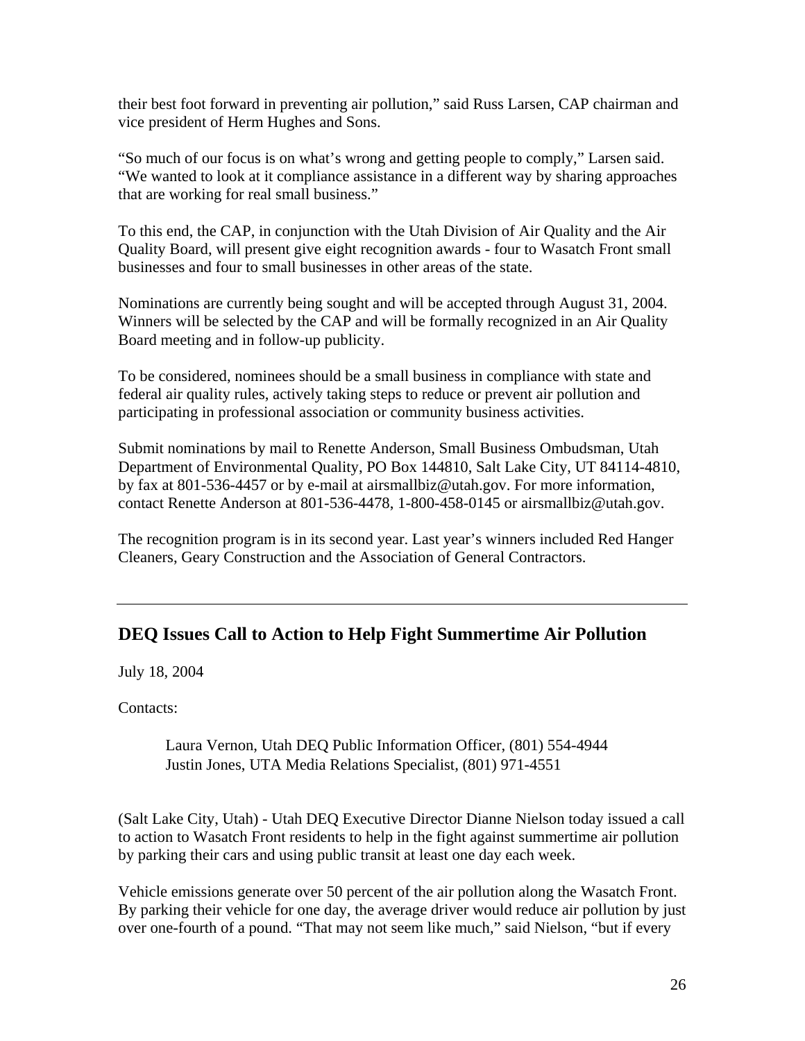their best foot forward in preventing air pollution," said Russ Larsen, CAP chairman and vice president of Herm Hughes and Sons.

"So much of our focus is on what's wrong and getting people to comply," Larsen said. "We wanted to look at it compliance assistance in a different way by sharing approaches that are working for real small business."

To this end, the CAP, in conjunction with the Utah Division of Air Quality and the Air Quality Board, will present give eight recognition awards - four to Wasatch Front small businesses and four to small businesses in other areas of the state.

Nominations are currently being sought and will be accepted through August 31, 2004. Winners will be selected by the CAP and will be formally recognized in an Air Quality Board meeting and in follow-up publicity.

To be considered, nominees should be a small business in compliance with state and federal air quality rules, actively taking steps to reduce or prevent air pollution and participating in professional association or community business activities.

Submit nominations by mail to Renette Anderson, Small Business Ombudsman, Utah Department of Environmental Quality, PO Box 144810, Salt Lake City, UT 84114-4810, by fax at 801-536-4457 or by e-mail at airsmallbiz@utah.gov. For more information, contact Renette Anderson at 801-536-4478, 1-800-458-0145 or airsmallbiz@utah.gov.

The recognition program is in its second year. Last year's winners included Red Hanger Cleaners, Geary Construction and the Association of General Contractors.

---

## DEQ Issues Call to Action to Help Fight Summertime Air Pollution

July 18, 2004

Contacts:

> Laura Vernon, Utah DEQ Public Information Officer, (801) 554-4944
> Justin Jones, UTA Media Relations Specialist, (801) 971-4551

(Salt Lake City, Utah) - Utah DEQ Executive Director Dianne Nielson today issued a call to action to Wasatch Front residents to help in the fight against summertime air pollution by parking their cars and using public transit at least one day each week.

Vehicle emissions generate over 50 percent of the air pollution along the Wasatch Front. By parking their vehicle for one day, the average driver would reduce air pollution by just over one-fourth of a pound. "That may not seem like much," said Nielson, "but if every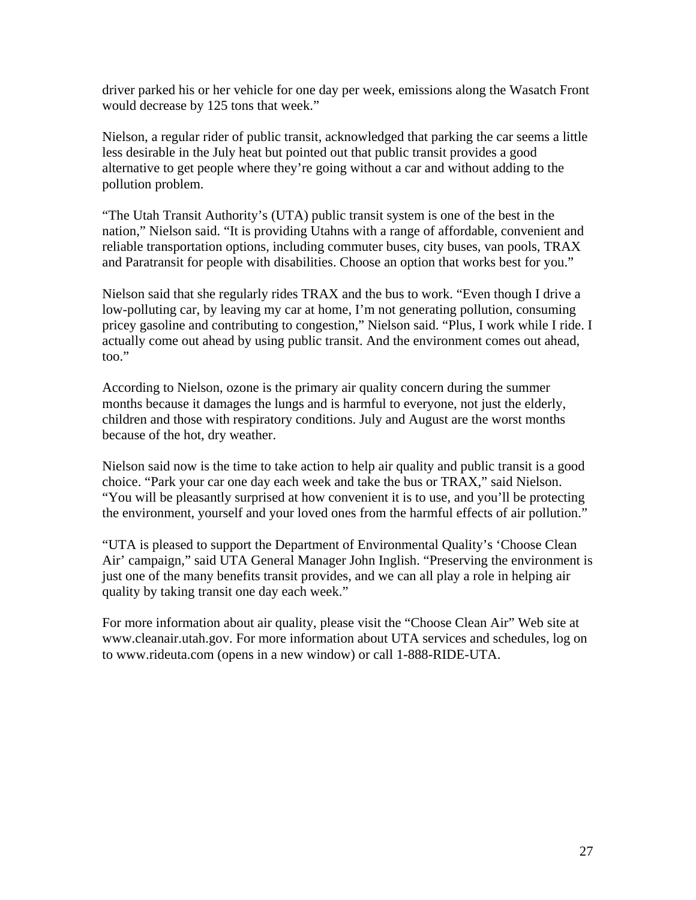driver parked his or her vehicle for one day per week, emissions along the Wasatch Front would decrease by 125 tons that week."

Nielson, a regular rider of public transit, acknowledged that parking the car seems a little less desirable in the July heat but pointed out that public transit provides a good alternative to get people where they're going without a car and without adding to the pollution problem.

"The Utah Transit Authority's (UTA) public transit system is one of the best in the nation," Nielson said. "It is providing Utahns with a range of affordable, convenient and reliable transportation options, including commuter buses, city buses, van pools, TRAX and Paratransit for people with disabilities. Choose an option that works best for you."

Nielson said that she regularly rides TRAX and the bus to work. "Even though I drive a low-polluting car, by leaving my car at home, I'm not generating pollution, consuming pricey gasoline and contributing to congestion," Nielson said. "Plus, I work while I ride. I actually come out ahead by using public transit. And the environment comes out ahead, too."

According to Nielson, ozone is the primary air quality concern during the summer months because it damages the lungs and is harmful to everyone, not just the elderly, children and those with respiratory conditions. July and August are the worst months because of the hot, dry weather.

Nielson said now is the time to take action to help air quality and public transit is a good choice. "Park your car one day each week and take the bus or TRAX," said Nielson. "You will be pleasantly surprised at how convenient it is to use, and you'll be protecting the environment, yourself and your loved ones from the harmful effects of air pollution."

"UTA is pleased to support the Department of Environmental Quality's 'Choose Clean Air' campaign," said UTA General Manager John Inglish. "Preserving the environment is just one of the many benefits transit provides, and we can all play a role in helping air quality by taking transit one day each week."

For more information about air quality, please visit the "Choose Clean Air" Web site at www.cleanair.utah.gov. For more information about UTA services and schedules, log on to www.rideuta.com (opens in a new window) or call 1-888-RIDE-UTA.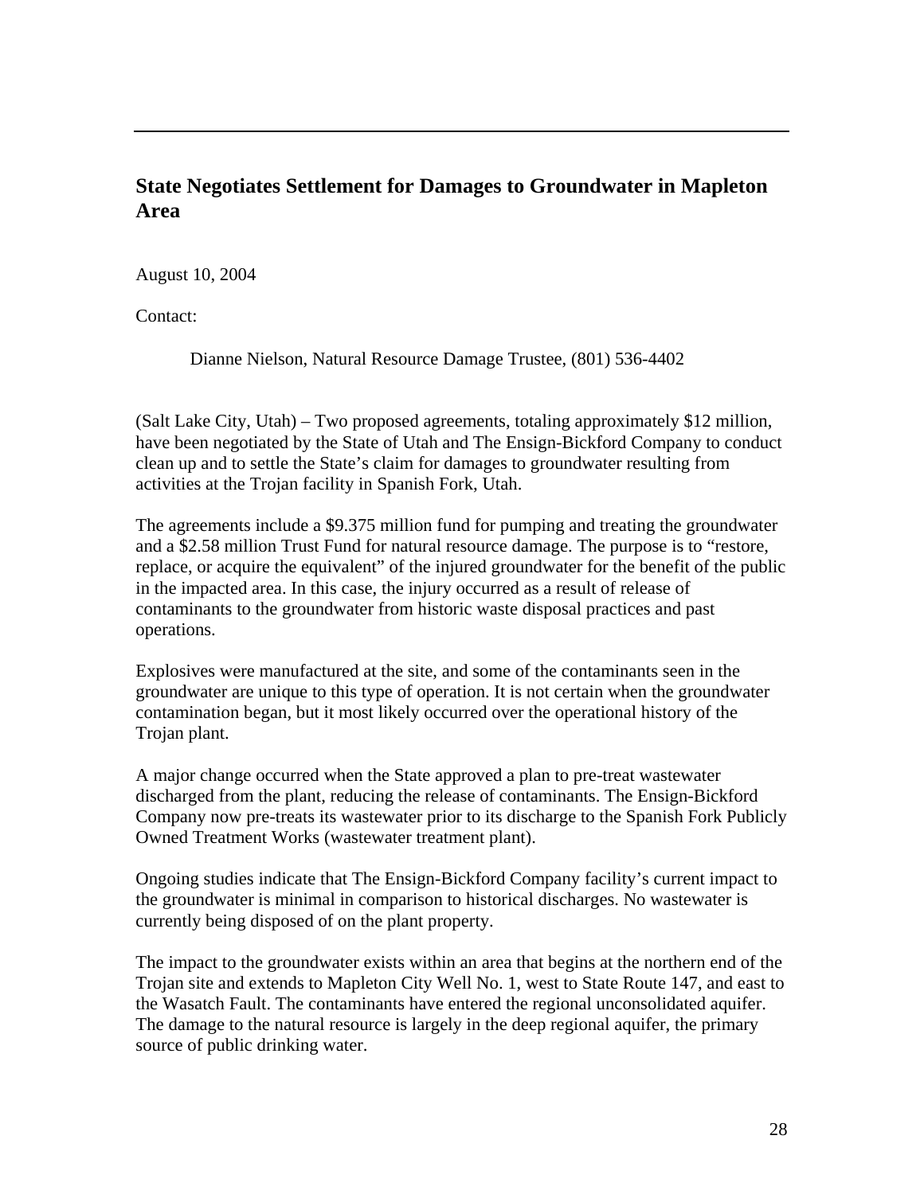## State Negotiates Settlement for Damages to Groundwater in Mapleton Area

August 10, 2004

Contact:

Dianne Nielson, Natural Resource Damage Trustee, (801) 536-4402

(Salt Lake City, Utah) – Two proposed agreements, totaling approximately $12 million, have been negotiated by the State of Utah and The Ensign-Bickford Company to conduct clean up and to settle the State's claim for damages to groundwater resulting from activities at the Trojan facility in Spanish Fork, Utah.

The agreements include a $9.375 million fund for pumping and treating the groundwater and a $2.58 million Trust Fund for natural resource damage. The purpose is to "restore, replace, or acquire the equivalent" of the injured groundwater for the benefit of the public in the impacted area. In this case, the injury occurred as a result of release of contaminants to the groundwater from historic waste disposal practices and past operations.

Explosives were manufactured at the site, and some of the contaminants seen in the groundwater are unique to this type of operation. It is not certain when the groundwater contamination began, but it most likely occurred over the operational history of the Trojan plant.

A major change occurred when the State approved a plan to pre-treat wastewater discharged from the plant, reducing the release of contaminants. The Ensign-Bickford Company now pre-treats its wastewater prior to its discharge to the Spanish Fork Publicly Owned Treatment Works (wastewater treatment plant).

Ongoing studies indicate that The Ensign-Bickford Company facility's current impact to the groundwater is minimal in comparison to historical discharges. No wastewater is currently being disposed of on the plant property.

The impact to the groundwater exists within an area that begins at the northern end of the Trojan site and extends to Mapleton City Well No. 1, west to State Route 147, and east to the Wasatch Fault. The contaminants have entered the regional unconsolidated aquifer. The damage to the natural resource is largely in the deep regional aquifer, the primary source of public drinking water.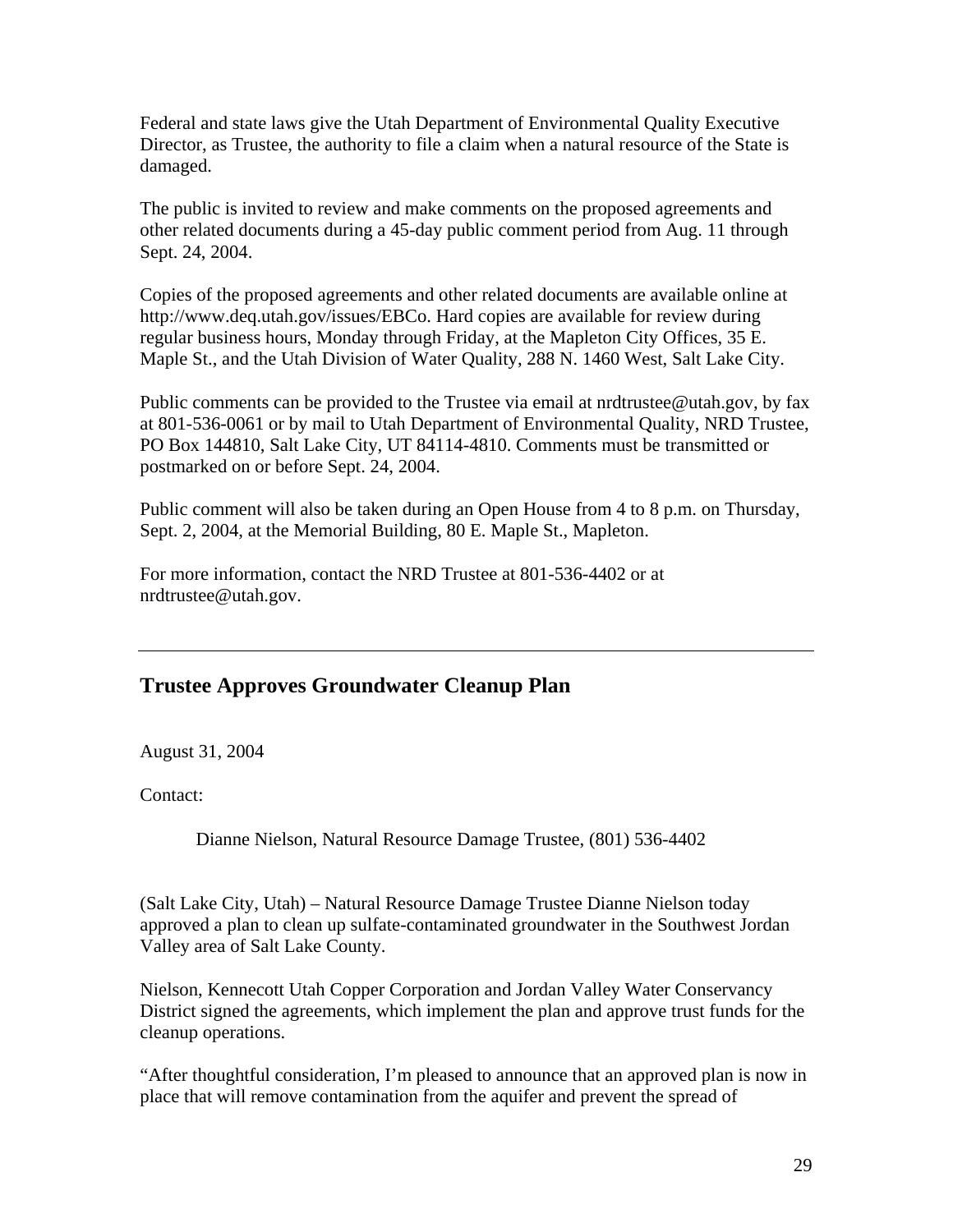Federal and state laws give the Utah Department of Environmental Quality Executive Director, as Trustee, the authority to file a claim when a natural resource of the State is damaged.

The public is invited to review and make comments on the proposed agreements and other related documents during a 45-day public comment period from Aug. 11 through Sept. 24, 2004.

Copies of the proposed agreements and other related documents are available online at http://www.deq.utah.gov/issues/EBCo. Hard copies are available for review during regular business hours, Monday through Friday, at the Mapleton City Offices, 35 E. Maple St., and the Utah Division of Water Quality, 288 N. 1460 West, Salt Lake City.

Public comments can be provided to the Trustee via email at nrdtrustee@utah.gov, by fax at 801-536-0061 or by mail to Utah Department of Environmental Quality, NRD Trustee, PO Box 144810, Salt Lake City, UT 84114-4810. Comments must be transmitted or postmarked on or before Sept. 24, 2004.

Public comment will also be taken during an Open House from 4 to 8 p.m. on Thursday, Sept. 2, 2004, at the Memorial Building, 80 E. Maple St., Mapleton.

For more information, contact the NRD Trustee at 801-536-4402 or at nrdtrustee@utah.gov.

---

## Trustee Approves Groundwater Cleanup Plan

August 31, 2004

Contact:

Dianne Nielson, Natural Resource Damage Trustee, (801) 536-4402

(Salt Lake City, Utah) – Natural Resource Damage Trustee Dianne Nielson today approved a plan to clean up sulfate-contaminated groundwater in the Southwest Jordan Valley area of Salt Lake County.

Nielson, Kennecott Utah Copper Corporation and Jordan Valley Water Conservancy District signed the agreements, which implement the plan and approve trust funds for the cleanup operations.

"After thoughtful consideration, I'm pleased to announce that an approved plan is now in place that will remove contamination from the aquifer and prevent the spread of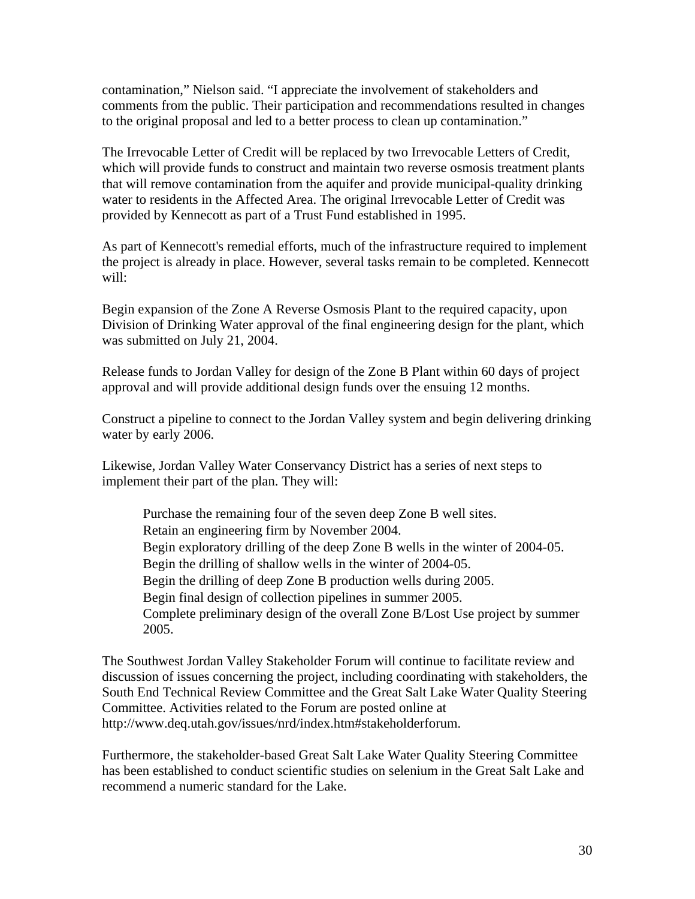contamination," Nielson said. "I appreciate the involvement of stakeholders and comments from the public. Their participation and recommendations resulted in changes to the original proposal and led to a better process to clean up contamination."

The Irrevocable Letter of Credit will be replaced by two Irrevocable Letters of Credit, which will provide funds to construct and maintain two reverse osmosis treatment plants that will remove contamination from the aquifer and provide municipal-quality drinking water to residents in the Affected Area. The original Irrevocable Letter of Credit was provided by Kennecott as part of a Trust Fund established in 1995.

As part of Kennecott's remedial efforts, much of the infrastructure required to implement the project is already in place. However, several tasks remain to be completed. Kennecott will:

Begin expansion of the Zone A Reverse Osmosis Plant to the required capacity, upon Division of Drinking Water approval of the final engineering design for the plant, which was submitted on July 21, 2004.

Release funds to Jordan Valley for design of the Zone B Plant within 60 days of project approval and will provide additional design funds over the ensuing 12 months.

Construct a pipeline to connect to the Jordan Valley system and begin delivering drinking water by early 2006.

Likewise, Jordan Valley Water Conservancy District has a series of next steps to implement their part of the plan. They will:

> Purchase the remaining four of the seven deep Zone B well sites.
> Retain an engineering firm by November 2004.
> Begin exploratory drilling of the deep Zone B wells in the winter of 2004-05.
> Begin the drilling of shallow wells in the winter of 2004-05.
> Begin the drilling of deep Zone B production wells during 2005.
> Begin final design of collection pipelines in summer 2005.
> Complete preliminary design of the overall Zone B/Lost Use project by summer 2005.

The Southwest Jordan Valley Stakeholder Forum will continue to facilitate review and discussion of issues concerning the project, including coordinating with stakeholders, the South End Technical Review Committee and the Great Salt Lake Water Quality Steering Committee. Activities related to the Forum are posted online at http://www.deq.utah.gov/issues/nrd/index.htm#stakeholderforum.

Furthermore, the stakeholder-based Great Salt Lake Water Quality Steering Committee has been established to conduct scientific studies on selenium in the Great Salt Lake and recommend a numeric standard for the Lake.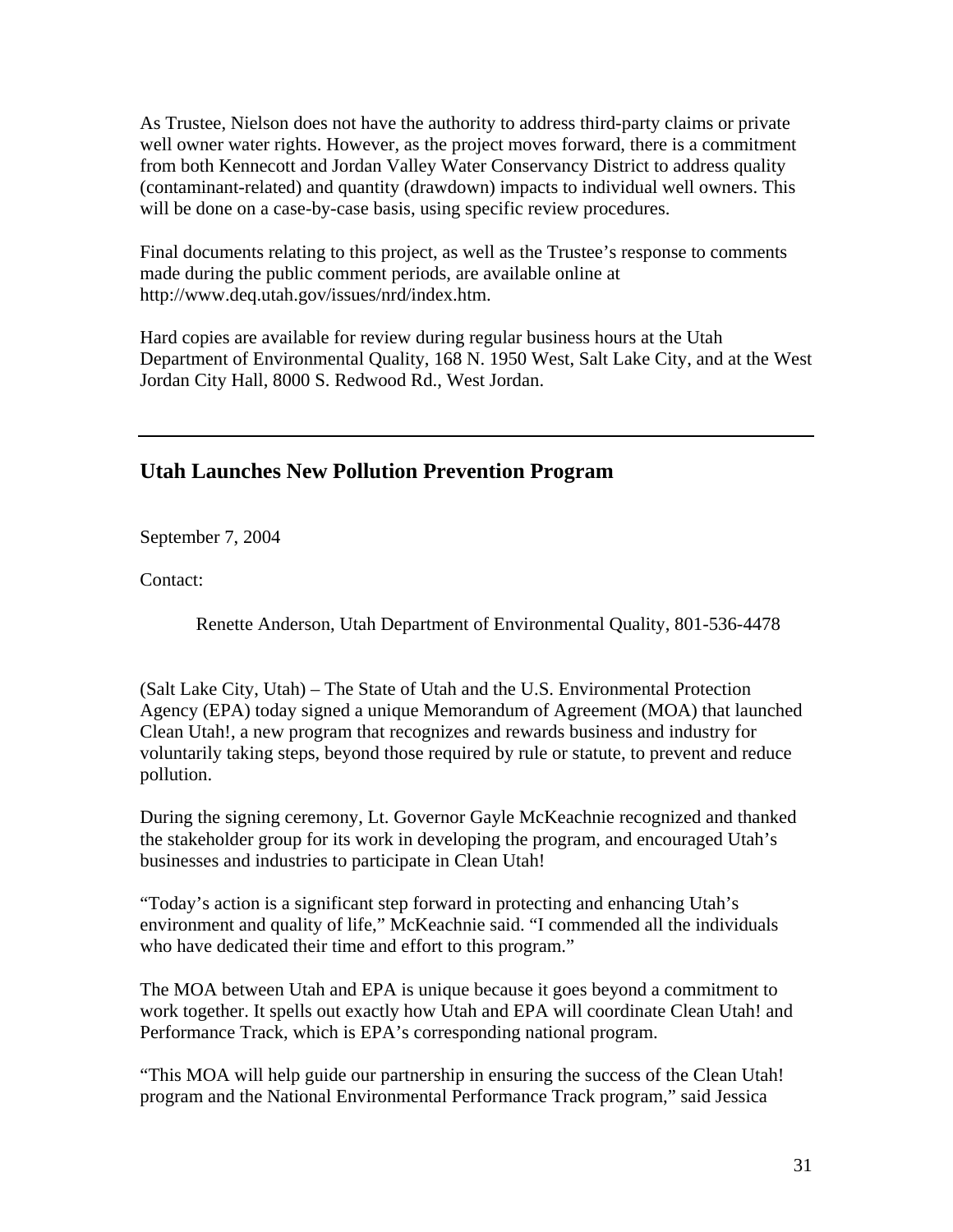As Trustee, Nielson does not have the authority to address third-party claims or private well owner water rights. However, as the project moves forward, there is a commitment from both Kennecott and Jordan Valley Water Conservancy District to address quality (contaminant-related) and quantity (drawdown) impacts to individual well owners. This will be done on a case-by-case basis, using specific review procedures.

Final documents relating to this project, as well as the Trustee's response to comments made during the public comment periods, are available online at http://www.deq.utah.gov/issues/nrd/index.htm.

Hard copies are available for review during regular business hours at the Utah Department of Environmental Quality, 168 N. 1950 West, Salt Lake City, and at the West Jordan City Hall, 8000 S. Redwood Rd., West Jordan.

---

## Utah Launches New Pollution Prevention Program

September 7, 2004

Contact:

Renette Anderson, Utah Department of Environmental Quality, 801-536-4478

(Salt Lake City, Utah) – The State of Utah and the U.S. Environmental Protection Agency (EPA) today signed a unique Memorandum of Agreement (MOA) that launched Clean Utah!, a new program that recognizes and rewards business and industry for voluntarily taking steps, beyond those required by rule or statute, to prevent and reduce pollution.

During the signing ceremony, Lt. Governor Gayle McKeachnie recognized and thanked the stakeholder group for its work in developing the program, and encouraged Utah's businesses and industries to participate in Clean Utah!

"Today's action is a significant step forward in protecting and enhancing Utah's environment and quality of life," McKeachnie said. "I commended all the individuals who have dedicated their time and effort to this program."

The MOA between Utah and EPA is unique because it goes beyond a commitment to work together. It spells out exactly how Utah and EPA will coordinate Clean Utah! and Performance Track, which is EPA's corresponding national program.

"This MOA will help guide our partnership in ensuring the success of the Clean Utah! program and the National Environmental Performance Track program," said Jessica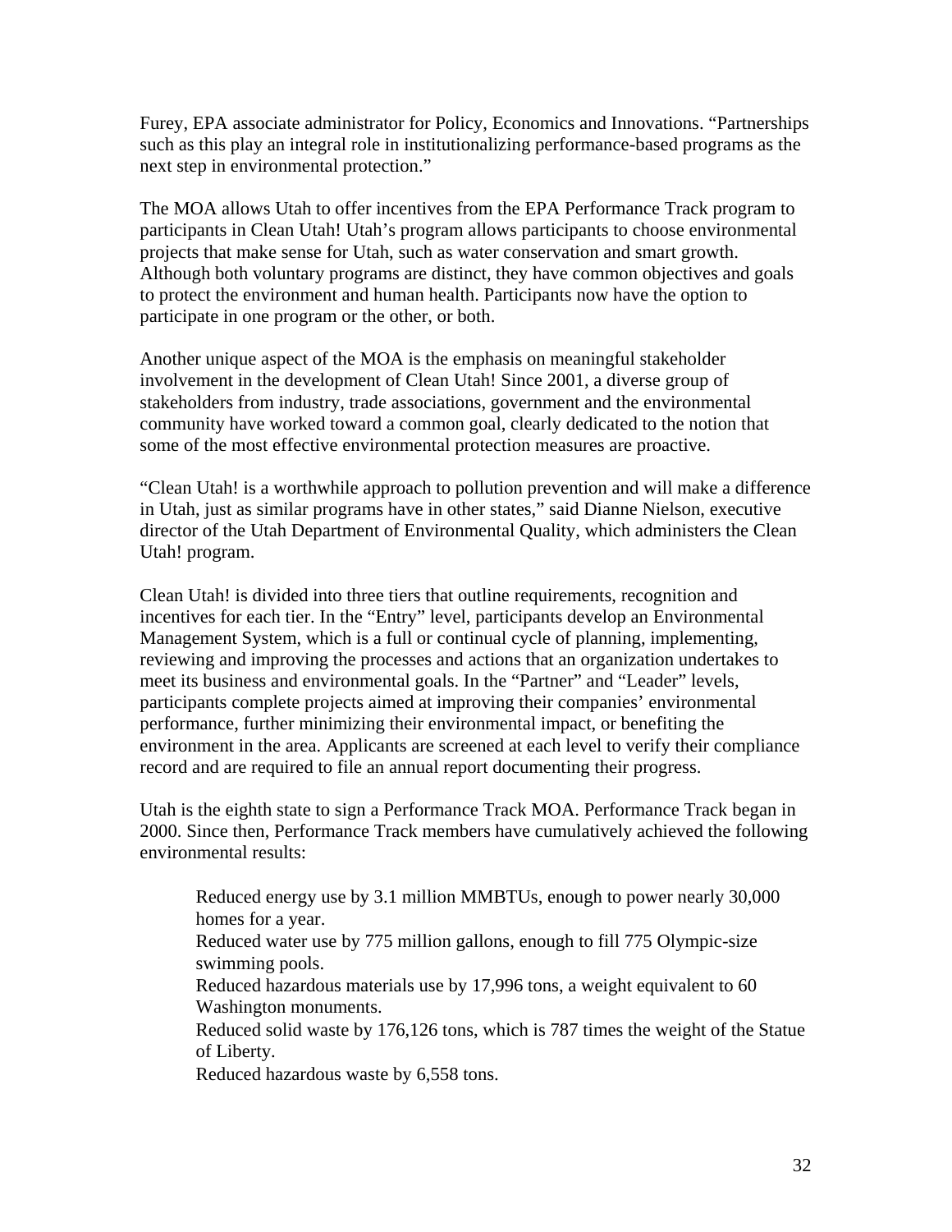Furey, EPA associate administrator for Policy, Economics and Innovations. “Partnerships such as this play an integral role in institutionalizing performance-based programs as the next step in environmental protection.”

The MOA allows Utah to offer incentives from the EPA Performance Track program to participants in Clean Utah! Utah’s program allows participants to choose environmental projects that make sense for Utah, such as water conservation and smart growth. Although both voluntary programs are distinct, they have common objectives and goals to protect the environment and human health. Participants now have the option to participate in one program or the other, or both.

Another unique aspect of the MOA is the emphasis on meaningful stakeholder involvement in the development of Clean Utah! Since 2001, a diverse group of stakeholders from industry, trade associations, government and the environmental community have worked toward a common goal, clearly dedicated to the notion that some of the most effective environmental protection measures are proactive.

“Clean Utah! is a worthwhile approach to pollution prevention and will make a difference in Utah, just as similar programs have in other states,” said Dianne Nielson, executive director of the Utah Department of Environmental Quality, which administers the Clean Utah! program.

Clean Utah! is divided into three tiers that outline requirements, recognition and incentives for each tier. In the “Entry” level, participants develop an Environmental Management System, which is a full or continual cycle of planning, implementing, reviewing and improving the processes and actions that an organization undertakes to meet its business and environmental goals. In the “Partner” and “Leader” levels, participants complete projects aimed at improving their companies’ environmental performance, further minimizing their environmental impact, or benefiting the environment in the area. Applicants are screened at each level to verify their compliance record and are required to file an annual report documenting their progress.

Utah is the eighth state to sign a Performance Track MOA. Performance Track began in 2000. Since then, Performance Track members have cumulatively achieved the following environmental results:

- Reduced energy use by 3.1 million MMBTUs, enough to power nearly 30,000 homes for a year.
- Reduced water use by 775 million gallons, enough to fill 775 Olympic-size swimming pools.
- Reduced hazardous materials use by 17,996 tons, a weight equivalent to 60 Washington monuments.
- Reduced solid waste by 176,126 tons, which is 787 times the weight of the Statue of Liberty.
- Reduced hazardous waste by 6,558 tons.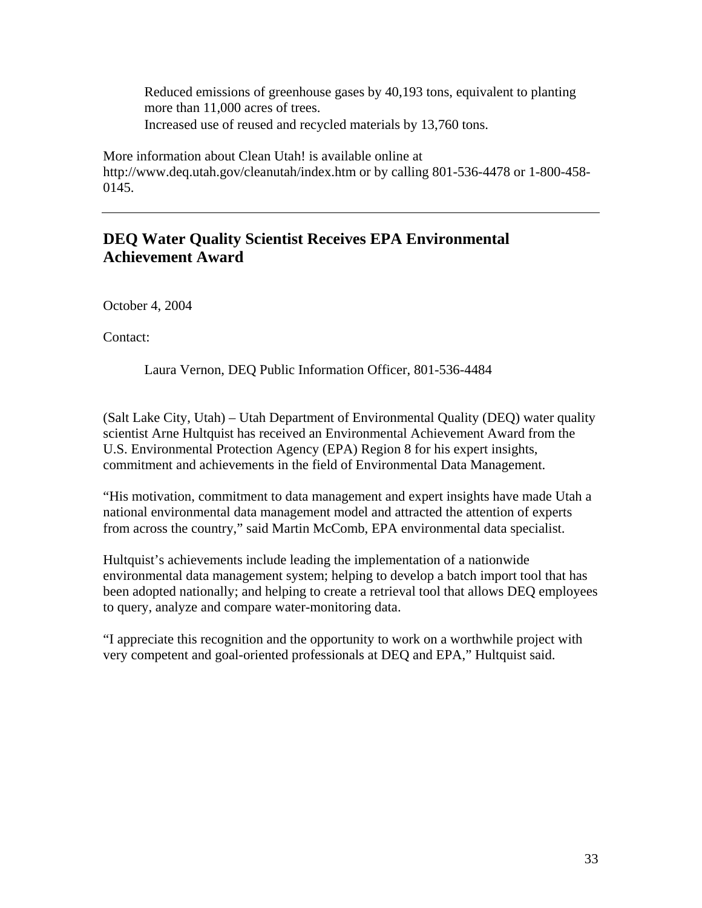Reduced emissions of greenhouse gases by 40,193 tons, equivalent to planting more than 11,000 acres of trees.

Increased use of reused and recycled materials by 13,760 tons.

More information about Clean Utah! is available online at http://www.deq.utah.gov/cleanutah/index.htm or by calling 801-536-4478 or 1-800-458-0145.

---

## DEQ Water Quality Scientist Receives EPA Environmental Achievement Award

October 4, 2004

Contact:

Laura Vernon, DEQ Public Information Officer, 801-536-4484

(Salt Lake City, Utah) – Utah Department of Environmental Quality (DEQ) water quality scientist Arne Hultquist has received an Environmental Achievement Award from the U.S. Environmental Protection Agency (EPA) Region 8 for his expert insights, commitment and achievements in the field of Environmental Data Management.

"His motivation, commitment to data management and expert insights have made Utah a national environmental data management model and attracted the attention of experts from across the country," said Martin McComb, EPA environmental data specialist.

Hultquist's achievements include leading the implementation of a nationwide environmental data management system; helping to develop a batch import tool that has been adopted nationally; and helping to create a retrieval tool that allows DEQ employees to query, analyze and compare water-monitoring data.

"I appreciate this recognition and the opportunity to work on a worthwhile project with very competent and goal-oriented professionals at DEQ and EPA," Hultquist said.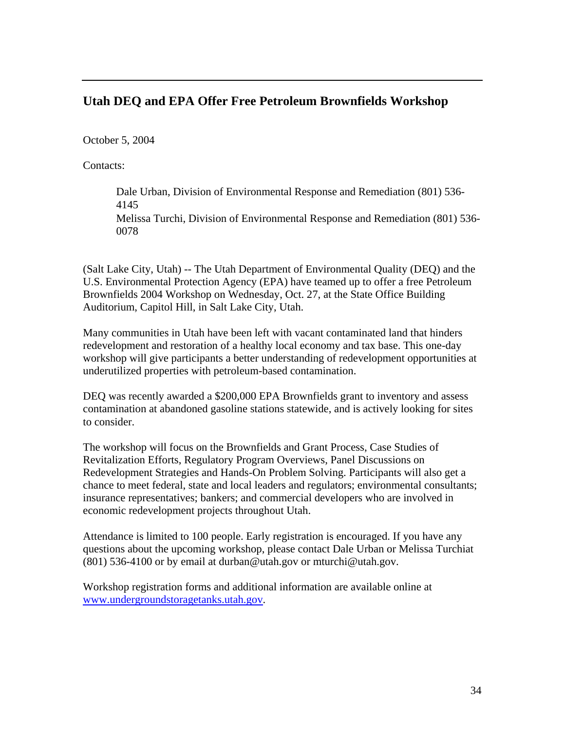## Utah DEQ and EPA Offer Free Petroleum Brownfields Workshop

October 5, 2004

Contacts:

> Dale Urban, Division of Environmental Response and Remediation (801) 536-4145
> Melissa Turchi, Division of Environmental Response and Remediation (801) 536-0078

(Salt Lake City, Utah) -- The Utah Department of Environmental Quality (DEQ) and the U.S. Environmental Protection Agency (EPA) have teamed up to offer a free Petroleum Brownfields 2004 Workshop on Wednesday, Oct. 27, at the State Office Building Auditorium, Capitol Hill, in Salt Lake City, Utah.

Many communities in Utah have been left with vacant contaminated land that hinders redevelopment and restoration of a healthy local economy and tax base. This one-day workshop will give participants a better understanding of redevelopment opportunities at underutilized properties with petroleum-based contamination.

DEQ was recently awarded a $200,000 EPA Brownfields grant to inventory and assess contamination at abandoned gasoline stations statewide, and is actively looking for sites to consider.

The workshop will focus on the Brownfields and Grant Process, Case Studies of Revitalization Efforts, Regulatory Program Overviews, Panel Discussions on Redevelopment Strategies and Hands-On Problem Solving. Participants will also get a chance to meet federal, state and local leaders and regulators; environmental consultants; insurance representatives; bankers; and commercial developers who are involved in economic redevelopment projects throughout Utah.

Attendance is limited to 100 people. Early registration is encouraged. If you have any questions about the upcoming workshop, please contact Dale Urban or Melissa Turchiat (801) 536-4100 or by email at durban@utah.gov or mturchi@utah.gov.

Workshop registration forms and additional information are available online at [www.undergroundstoragetanks.utah.gov](http://www.undergroundstoragetanks.utah.gov).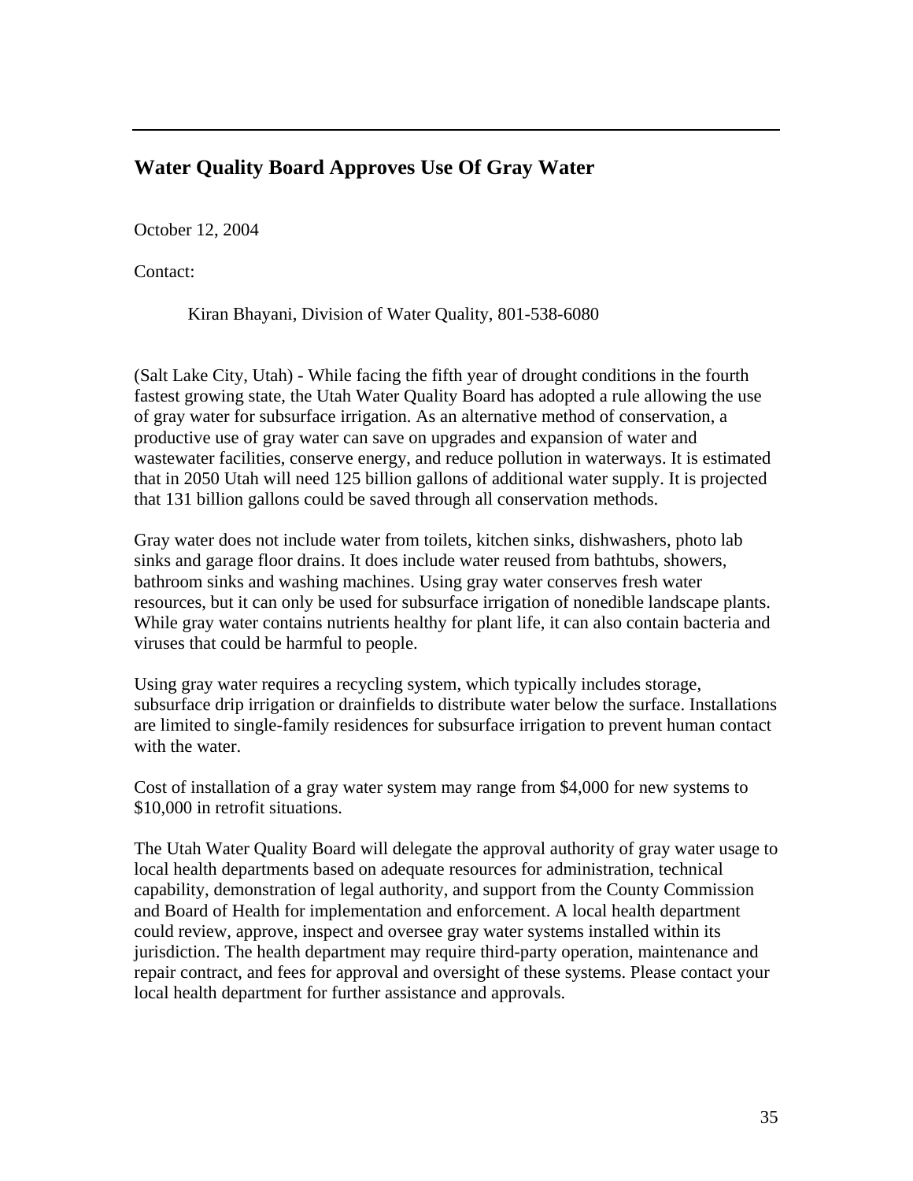## Water Quality Board Approves Use Of Gray Water

October 12, 2004

Contact:

Kiran Bhayani, Division of Water Quality, 801-538-6080

(Salt Lake City, Utah) - While facing the fifth year of drought conditions in the fourth fastest growing state, the Utah Water Quality Board has adopted a rule allowing the use of gray water for subsurface irrigation. As an alternative method of conservation, a productive use of gray water can save on upgrades and expansion of water and wastewater facilities, conserve energy, and reduce pollution in waterways. It is estimated that in 2050 Utah will need 125 billion gallons of additional water supply. It is projected that 131 billion gallons could be saved through all conservation methods.

Gray water does not include water from toilets, kitchen sinks, dishwashers, photo lab sinks and garage floor drains. It does include water reused from bathtubs, showers, bathroom sinks and washing machines. Using gray water conserves fresh water resources, but it can only be used for subsurface irrigation of nonedible landscape plants. While gray water contains nutrients healthy for plant life, it can also contain bacteria and viruses that could be harmful to people.

Using gray water requires a recycling system, which typically includes storage, subsurface drip irrigation or drainfields to distribute water below the surface. Installations are limited to single-family residences for subsurface irrigation to prevent human contact with the water.

Cost of installation of a gray water system may range from $4,000 for new systems to $10,000 in retrofit situations.

The Utah Water Quality Board will delegate the approval authority of gray water usage to local health departments based on adequate resources for administration, technical capability, demonstration of legal authority, and support from the County Commission and Board of Health for implementation and enforcement. A local health department could review, approve, inspect and oversee gray water systems installed within its jurisdiction. The health department may require third-party operation, maintenance and repair contract, and fees for approval and oversight of these systems. Please contact your local health department for further assistance and approvals.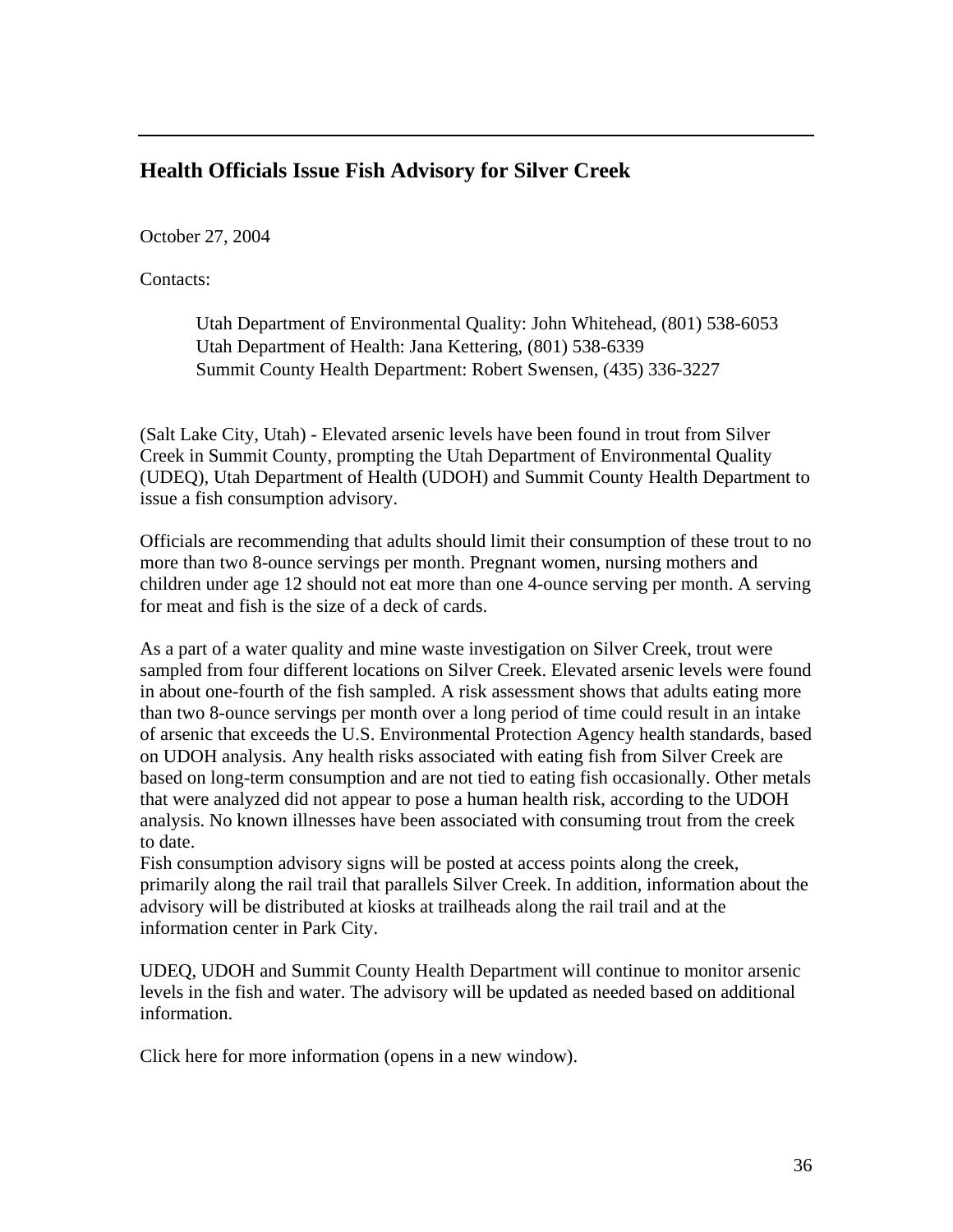## Health Officials Issue Fish Advisory for Silver Creek

October 27, 2004

Contacts:

Utah Department of Environmental Quality: John Whitehead, (801) 538-6053
Utah Department of Health: Jana Kettering, (801) 538-6339
Summit County Health Department: Robert Swensen, (435) 336-3227

(Salt Lake City, Utah) - Elevated arsenic levels have been found in trout from Silver Creek in Summit County, prompting the Utah Department of Environmental Quality (UDEQ), Utah Department of Health (UDOH) and Summit County Health Department to issue a fish consumption advisory.

Officials are recommending that adults should limit their consumption of these trout to no more than two 8-ounce servings per month. Pregnant women, nursing mothers and children under age 12 should not eat more than one 4-ounce serving per month. A serving for meat and fish is the size of a deck of cards.

As a part of a water quality and mine waste investigation on Silver Creek, trout were sampled from four different locations on Silver Creek. Elevated arsenic levels were found in about one-fourth of the fish sampled. A risk assessment shows that adults eating more than two 8-ounce servings per month over a long period of time could result in an intake of arsenic that exceeds the U.S. Environmental Protection Agency health standards, based on UDOH analysis. Any health risks associated with eating fish from Silver Creek are based on long-term consumption and are not tied to eating fish occasionally. Other metals that were analyzed did not appear to pose a human health risk, according to the UDOH analysis. No known illnesses have been associated with consuming trout from the creek to date.
Fish consumption advisory signs will be posted at access points along the creek, primarily along the rail trail that parallels Silver Creek. In addition, information about the advisory will be distributed at kiosks at trailheads along the rail trail and at the information center in Park City.

UDEQ, UDOH and Summit County Health Department will continue to monitor arsenic levels in the fish and water. The advisory will be updated as needed based on additional information.

Click here for more information (opens in a new window).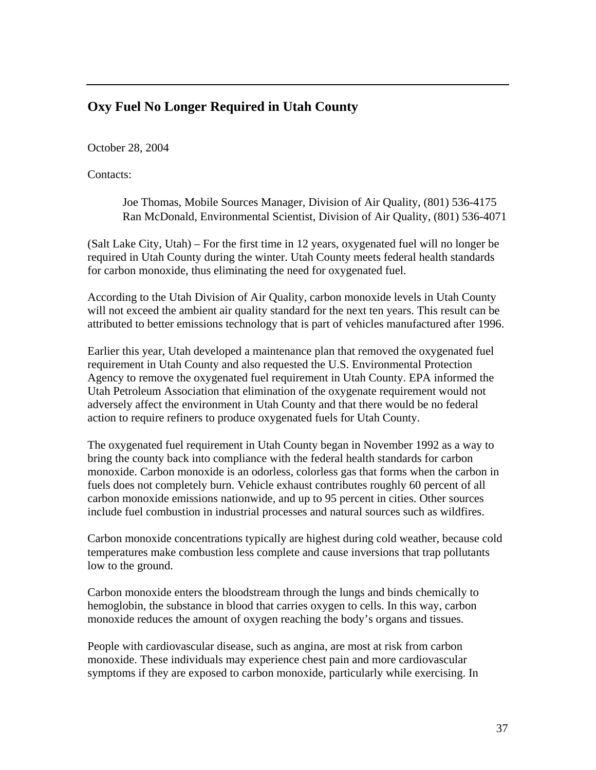## Oxy Fuel No Longer Required in Utah County

October 28, 2004

Contacts:

Joe Thomas, Mobile Sources Manager, Division of Air Quality, (801) 536-4175
Ran McDonald, Environmental Scientist, Division of Air Quality, (801) 536-4071

(Salt Lake City, Utah) – For the first time in 12 years, oxygenated fuel will no longer be required in Utah County during the winter. Utah County meets federal health standards for carbon monoxide, thus eliminating the need for oxygenated fuel.

According to the Utah Division of Air Quality, carbon monoxide levels in Utah County will not exceed the ambient air quality standard for the next ten years. This result can be attributed to better emissions technology that is part of vehicles manufactured after 1996.

Earlier this year, Utah developed a maintenance plan that removed the oxygenated fuel requirement in Utah County and also requested the U.S. Environmental Protection Agency to remove the oxygenated fuel requirement in Utah County. EPA informed the Utah Petroleum Association that elimination of the oxygenate requirement would not adversely affect the environment in Utah County and that there would be no federal action to require refiners to produce oxygenated fuels for Utah County.

The oxygenated fuel requirement in Utah County began in November 1992 as a way to bring the county back into compliance with the federal health standards for carbon monoxide. Carbon monoxide is an odorless, colorless gas that forms when the carbon in fuels does not completely burn. Vehicle exhaust contributes roughly 60 percent of all carbon monoxide emissions nationwide, and up to 95 percent in cities. Other sources include fuel combustion in industrial processes and natural sources such as wildfires.

Carbon monoxide concentrations typically are highest during cold weather, because cold temperatures make combustion less complete and cause inversions that trap pollutants low to the ground.

Carbon monoxide enters the bloodstream through the lungs and binds chemically to hemoglobin, the substance in blood that carries oxygen to cells. In this way, carbon monoxide reduces the amount of oxygen reaching the body's organs and tissues.

People with cardiovascular disease, such as angina, are most at risk from carbon monoxide. These individuals may experience chest pain and more cardiovascular symptoms if they are exposed to carbon monoxide, particularly while exercising. In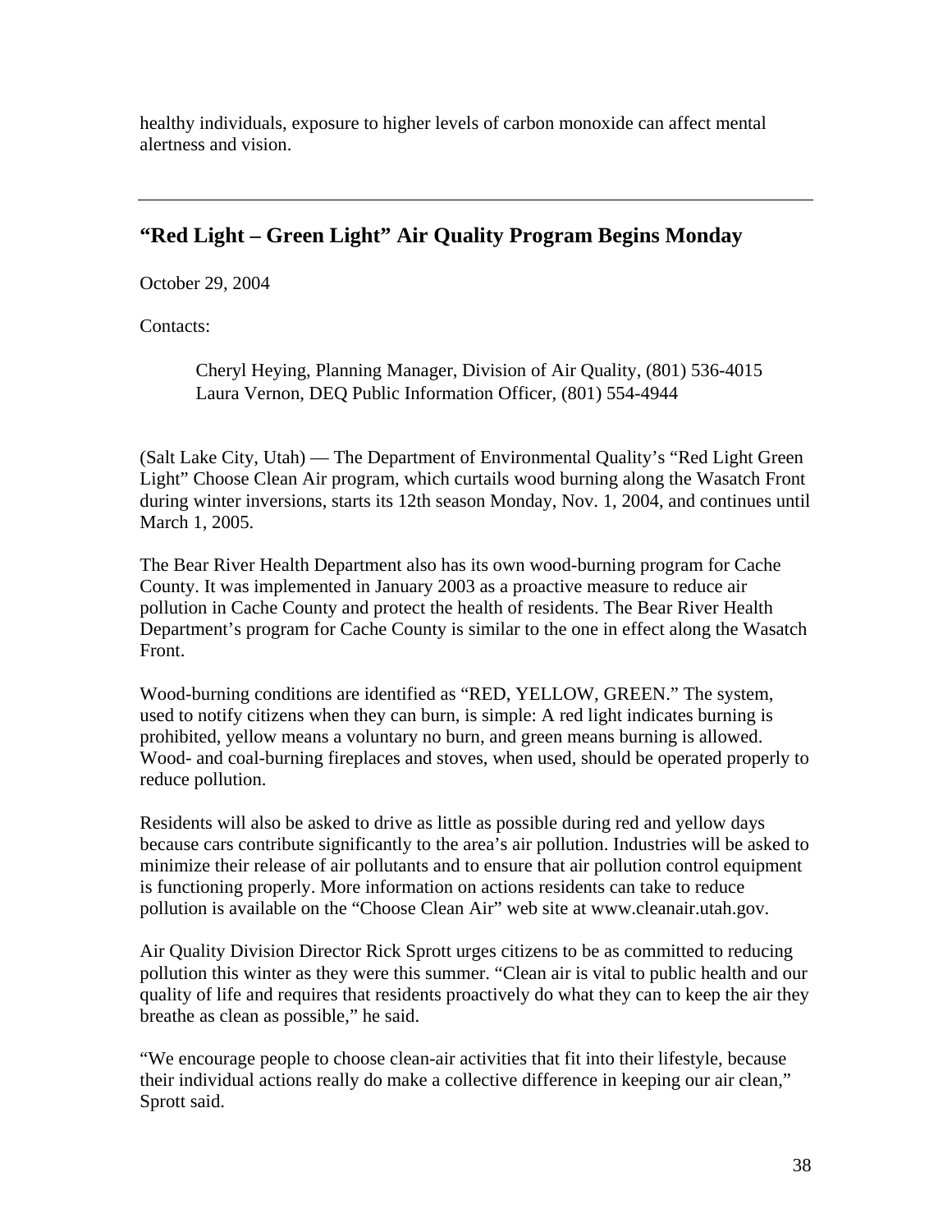healthy individuals, exposure to higher levels of carbon monoxide can affect mental alertness and vision.

---

## "Red Light – Green Light" Air Quality Program Begins Monday

October 29, 2004

Contacts:

> Cheryl Heying, Planning Manager, Division of Air Quality, (801) 536-4015
> Laura Vernon, DEQ Public Information Officer, (801) 554-4944

(Salt Lake City, Utah) — The Department of Environmental Quality's "Red Light Green Light" Choose Clean Air program, which curtails wood burning along the Wasatch Front during winter inversions, starts its 12th season Monday, Nov. 1, 2004, and continues until March 1, 2005.

The Bear River Health Department also has its own wood-burning program for Cache County. It was implemented in January 2003 as a proactive measure to reduce air pollution in Cache County and protect the health of residents. The Bear River Health Department's program for Cache County is similar to the one in effect along the Wasatch Front.

Wood-burning conditions are identified as "RED, YELLOW, GREEN." The system, used to notify citizens when they can burn, is simple: A red light indicates burning is prohibited, yellow means a voluntary no burn, and green means burning is allowed. Wood- and coal-burning fireplaces and stoves, when used, should be operated properly to reduce pollution.

Residents will also be asked to drive as little as possible during red and yellow days because cars contribute significantly to the area's air pollution. Industries will be asked to minimize their release of air pollutants and to ensure that air pollution control equipment is functioning properly. More information on actions residents can take to reduce pollution is available on the "Choose Clean Air" web site at www.cleanair.utah.gov.

Air Quality Division Director Rick Sprott urges citizens to be as committed to reducing pollution this winter as they were this summer. "Clean air is vital to public health and our quality of life and requires that residents proactively do what they can to keep the air they breathe as clean as possible," he said.

"We encourage people to choose clean-air activities that fit into their lifestyle, because their individual actions really do make a collective difference in keeping our air clean," Sprott said.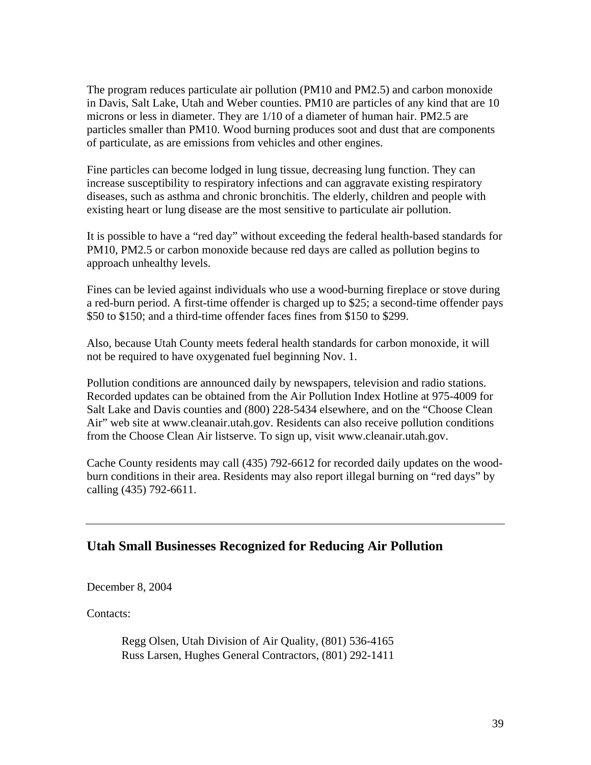The program reduces particulate air pollution (PM10 and PM2.5) and carbon monoxide in Davis, Salt Lake, Utah and Weber counties. PM10 are particles of any kind that are 10 microns or less in diameter. They are 1/10 of a diameter of human hair. PM2.5 are particles smaller than PM10. Wood burning produces soot and dust that are components of particulate, as are emissions from vehicles and other engines.

Fine particles can become lodged in lung tissue, decreasing lung function. They can increase susceptibility to respiratory infections and can aggravate existing respiratory diseases, such as asthma and chronic bronchitis. The elderly, children and people with existing heart or lung disease are the most sensitive to particulate air pollution.

It is possible to have a "red day" without exceeding the federal health-based standards for PM10, PM2.5 or carbon monoxide because red days are called as pollution begins to approach unhealthy levels.

Fines can be levied against individuals who use a wood-burning fireplace or stove during a red-burn period. A first-time offender is charged up to $25; a second-time offender pays $50 to $150; and a third-time offender faces fines from $150 to $299.

Also, because Utah County meets federal health standards for carbon monoxide, it will not be required to have oxygenated fuel beginning Nov. 1.

Pollution conditions are announced daily by newspapers, television and radio stations. Recorded updates can be obtained from the Air Pollution Index Hotline at 975-4009 for Salt Lake and Davis counties and (800) 228-5434 elsewhere, and on the "Choose Clean Air" web site at www.cleanair.utah.gov. Residents can also receive pollution conditions from the Choose Clean Air listserve. To sign up, visit www.cleanair.utah.gov.

Cache County residents may call (435) 792-6612 for recorded daily updates on the wood-burn conditions in their area. Residents may also report illegal burning on "red days" by calling (435) 792-6611.

---

## Utah Small Businesses Recognized for Reducing Air Pollution

December 8, 2004

Contacts:

Regg Olsen, Utah Division of Air Quality, (801) 536-4165
Russ Larsen, Hughes General Contractors, (801) 292-1411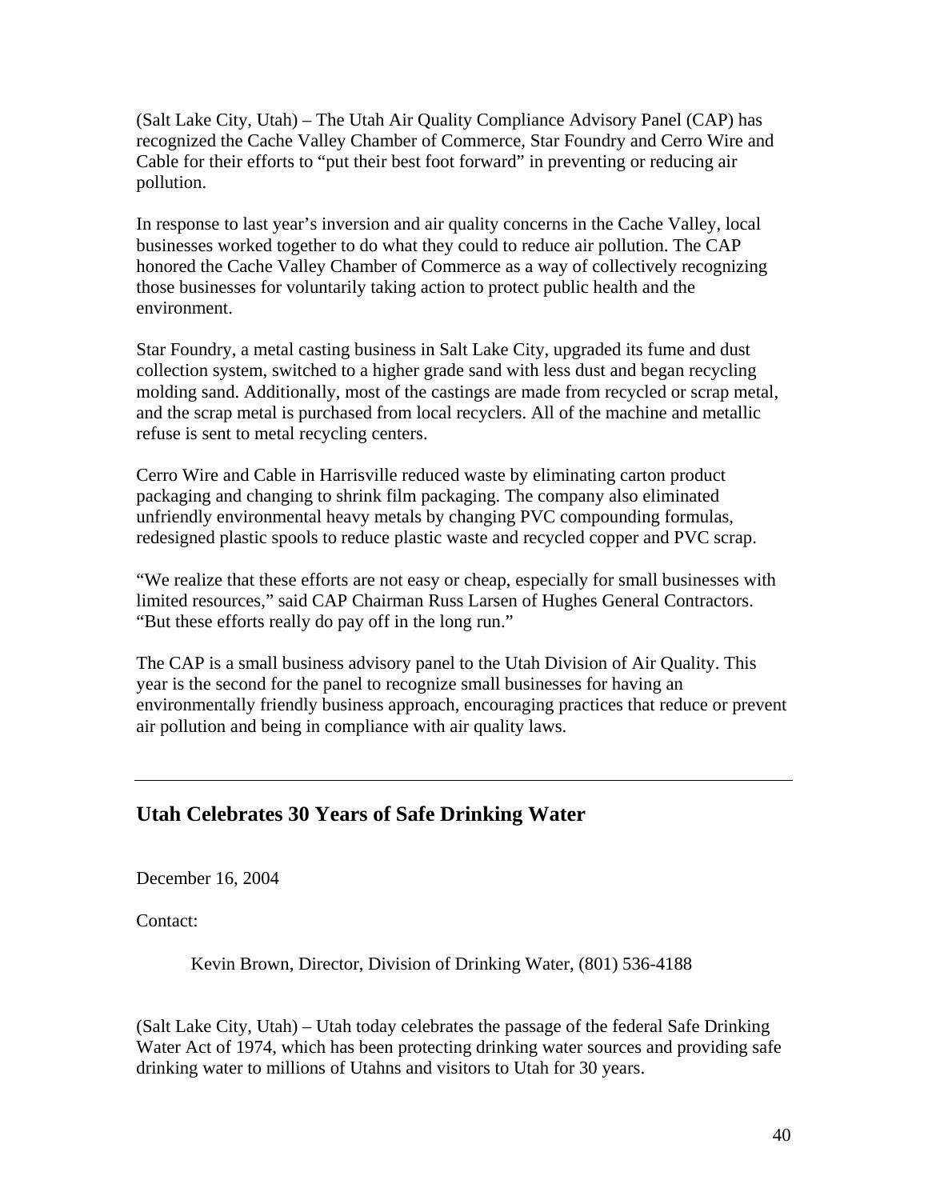(Salt Lake City, Utah) – The Utah Air Quality Compliance Advisory Panel (CAP) has recognized the Cache Valley Chamber of Commerce, Star Foundry and Cerro Wire and Cable for their efforts to "put their best foot forward" in preventing or reducing air pollution.

In response to last year's inversion and air quality concerns in the Cache Valley, local businesses worked together to do what they could to reduce air pollution. The CAP honored the Cache Valley Chamber of Commerce as a way of collectively recognizing those businesses for voluntarily taking action to protect public health and the environment.

Star Foundry, a metal casting business in Salt Lake City, upgraded its fume and dust collection system, switched to a higher grade sand with less dust and began recycling molding sand. Additionally, most of the castings are made from recycled or scrap metal, and the scrap metal is purchased from local recyclers. All of the machine and metallic refuse is sent to metal recycling centers.

Cerro Wire and Cable in Harrisville reduced waste by eliminating carton product packaging and changing to shrink film packaging. The company also eliminated unfriendly environmental heavy metals by changing PVC compounding formulas, redesigned plastic spools to reduce plastic waste and recycled copper and PVC scrap.

"We realize that these efforts are not easy or cheap, especially for small businesses with limited resources," said CAP Chairman Russ Larsen of Hughes General Contractors. "But these efforts really do pay off in the long run."

The CAP is a small business advisory panel to the Utah Division of Air Quality. This year is the second for the panel to recognize small businesses for having an environmentally friendly business approach, encouraging practices that reduce or prevent air pollution and being in compliance with air quality laws.

---

## Utah Celebrates 30 Years of Safe Drinking Water

December 16, 2004

Contact:

Kevin Brown, Director, Division of Drinking Water, (801) 536-4188

(Salt Lake City, Utah) – Utah today celebrates the passage of the federal Safe Drinking Water Act of 1974, which has been protecting drinking water sources and providing safe drinking water to millions of Utahns and visitors to Utah for 30 years.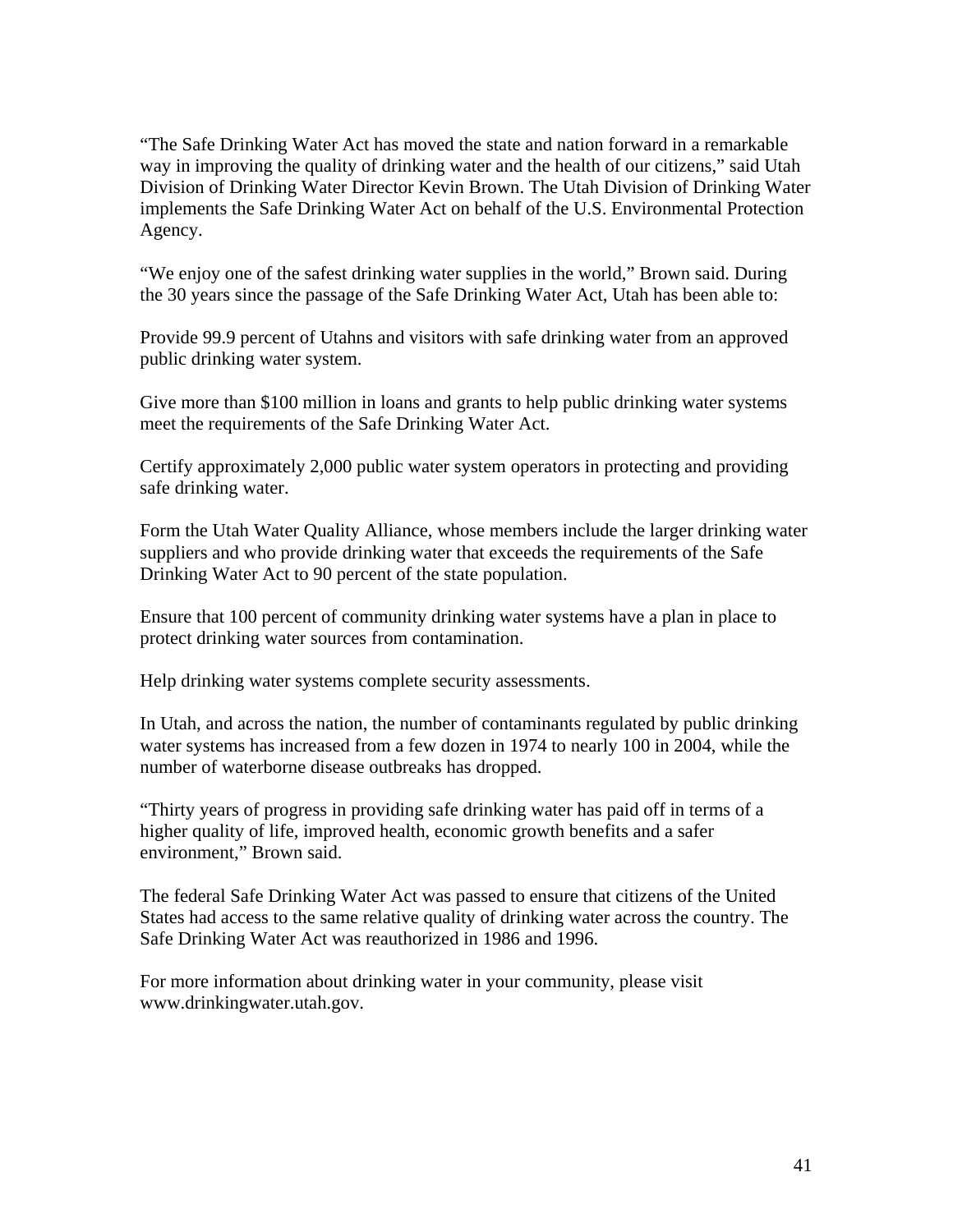“The Safe Drinking Water Act has moved the state and nation forward in a remarkable way in improving the quality of drinking water and the health of our citizens,” said Utah Division of Drinking Water Director Kevin Brown. The Utah Division of Drinking Water implements the Safe Drinking Water Act on behalf of the U.S. Environmental Protection Agency.

“We enjoy one of the safest drinking water supplies in the world,” Brown said. During the 30 years since the passage of the Safe Drinking Water Act, Utah has been able to:

Provide 99.9 percent of Utahns and visitors with safe drinking water from an approved public drinking water system.

Give more than $100 million in loans and grants to help public drinking water systems meet the requirements of the Safe Drinking Water Act.

Certify approximately 2,000 public water system operators in protecting and providing safe drinking water.

Form the Utah Water Quality Alliance, whose members include the larger drinking water suppliers and who provide drinking water that exceeds the requirements of the Safe Drinking Water Act to 90 percent of the state population.

Ensure that 100 percent of community drinking water systems have a plan in place to protect drinking water sources from contamination.

Help drinking water systems complete security assessments.

In Utah, and across the nation, the number of contaminants regulated by public drinking water systems has increased from a few dozen in 1974 to nearly 100 in 2004, while the number of waterborne disease outbreaks has dropped.

“Thirty years of progress in providing safe drinking water has paid off in terms of a higher quality of life, improved health, economic growth benefits and a safer environment,” Brown said.

The federal Safe Drinking Water Act was passed to ensure that citizens of the United States had access to the same relative quality of drinking water across the country. The Safe Drinking Water Act was reauthorized in 1986 and 1996.

For more information about drinking water in your community, please visit www.drinkingwater.utah.gov.